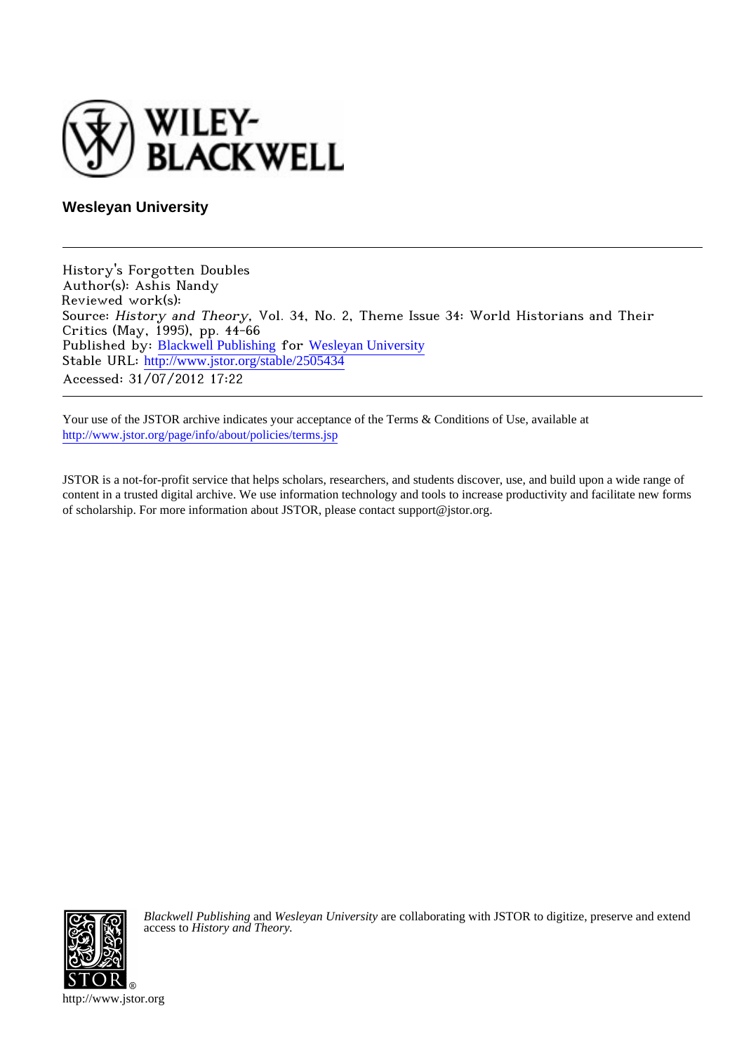WILEY-BLACKWELL

**Wesleyan University**

---

History's Forgotten Doubles
Author(s): Ashis Nandy
Reviewed work(s):
Source: *History and Theory*, Vol. 34, No. 2, Theme Issue 34: World Historians and Their Critics (May, 1995), pp. 44-66
Published by: Blackwell Publishing for Wesleyan University
Stable URL: http://www.jstor.org/stable/2505434
Accessed: 31/07/2012 17:22

---

Your use of the JSTOR archive indicates your acceptance of the Terms & Conditions of Use, available at
http://www.jstor.org/page/info/about/policies/terms.jsp

JSTOR is a not-for-profit service that helps scholars, researchers, and students discover, use, and build upon a wide range of content in a trusted digital archive. We use information technology and tools to increase productivity and facilitate new forms of scholarship. For more information about JSTOR, please contact support@jstor.org.

*Blackwell Publishing* and *Wesleyan University* are collaborating with JSTOR to digitize, preserve and extend access to *History and Theory.*

http://www.jstor.org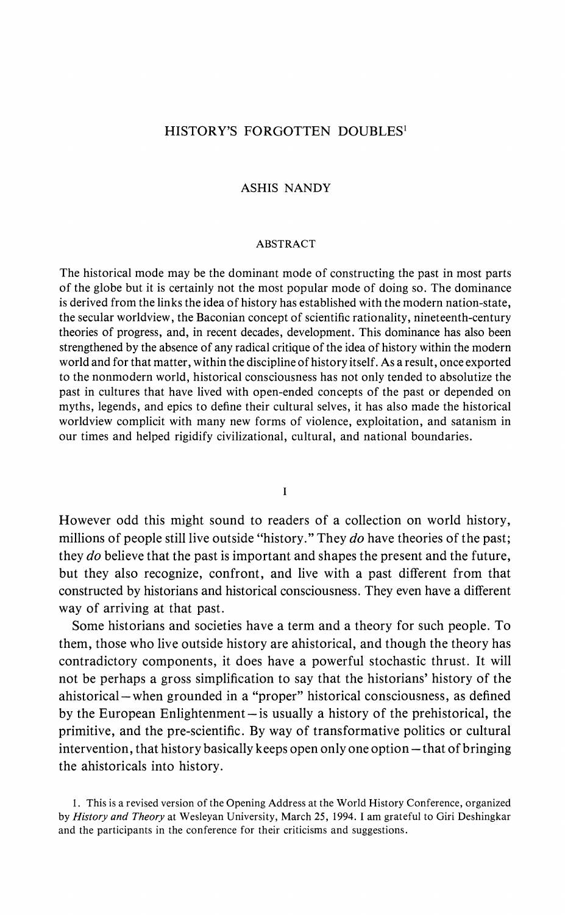# HISTORY'S FORGOTTEN DOUBLES[1]

ASHIS NANDY

## ABSTRACT

The historical mode may be the dominant mode of constructing the past in most parts of the globe but it is certainly not the most popular mode of doing so. The dominance is derived from the links the idea of history has established with the modern nation-state, the secular worldview, the Baconian concept of scientific rationality, nineteenth-century theories of progress, and, in recent decades, development. This dominance has also been strengthened by the absence of any radical critique of the idea of history within the modern world and for that matter, within the discipline of history itself. As a result, once exported to the nonmodern world, historical consciousness has not only tended to absolutize the past in cultures that have lived with open-ended concepts of the past or depended on myths, legends, and epics to define their cultural selves, it has also made the historical worldview complicit with many new forms of violence, exploitation, and satanism in our times and helped rigidify civilizational, cultural, and national boundaries.

## I

However odd this might sound to readers of a collection on world history, millions of people still live outside "history." They *do* have theories of the past; they *do* believe that the past is important and shapes the present and the future, but they also recognize, confront, and live with a past different from that constructed by historians and historical consciousness. They even have a different way of arriving at that past.

Some historians and societies have a term and a theory for such people. To them, those who live outside history are ahistorical, and though the theory has contradictory components, it does have a powerful stochastic thrust. It will not be perhaps a gross simplification to say that the historians' history of the ahistorical—when grounded in a "proper" historical consciousness, as defined by the European Enlightenment—is usually a history of the prehistorical, the primitive, and the pre-scientific. By way of transformative politics or cultural intervention, that history basically keeps open only one option—that of bringing the ahistoricals into history.

1. This is a revised version of the Opening Address at the World History Conference, organized by *History and Theory* at Wesleyan University, March 25, 1994. I am grateful to Giri Deshingkar and the participants in the conference for their criticisms and suggestions.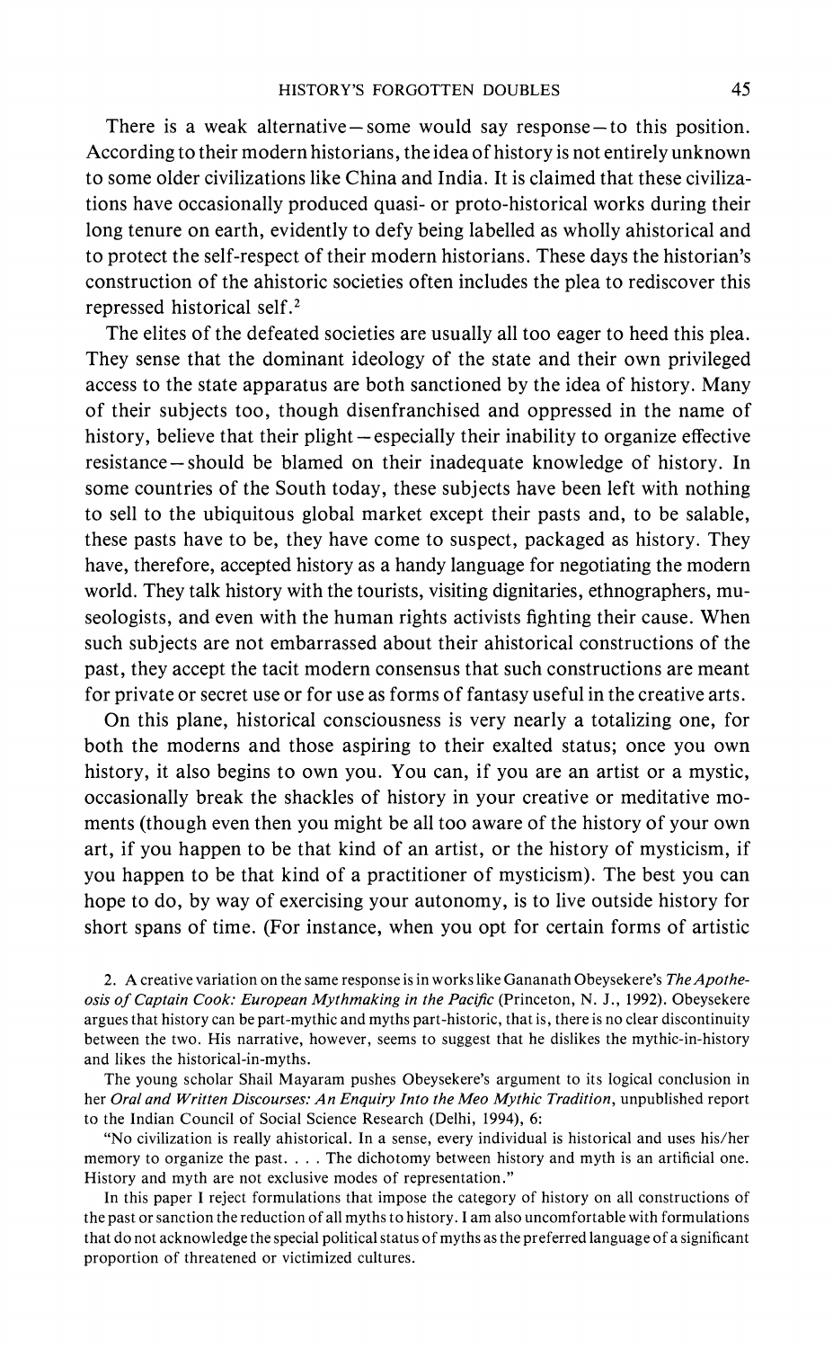There is a weak alternative—some would say response—to this position. According to their modern historians, the idea of history is not entirely unknown to some older civilizations like China and India. It is claimed that these civilizations have occasionally produced quasi- or proto-historical works during their long tenure on earth, evidently to defy being labelled as wholly ahistorical and to protect the self-respect of their modern historians. These days the historian's construction of the ahistoric societies often includes the plea to rediscover this repressed historical self.[2]

The elites of the defeated societies are usually all too eager to heed this plea. They sense that the dominant ideology of the state and their own privileged access to the state apparatus are both sanctioned by the idea of history. Many of their subjects too, though disenfranchised and oppressed in the name of history, believe that their plight—especially their inability to organize effective resistance—should be blamed on their inadequate knowledge of history. In some countries of the South today, these subjects have been left with nothing to sell to the ubiquitous global market except their pasts and, to be salable, these pasts have to be, they have come to suspect, packaged as history. They have, therefore, accepted history as a handy language for negotiating the modern world. They talk history with the tourists, visiting dignitaries, ethnographers, museologists, and even with the human rights activists fighting their cause. When such subjects are not embarrassed about their ahistorical constructions of the past, they accept the tacit modern consensus that such constructions are meant for private or secret use or for use as forms of fantasy useful in the creative arts.

On this plane, historical consciousness is very nearly a totalizing one, for both the moderns and those aspiring to their exalted status; once you own history, it also begins to own you. You can, if you are an artist or a mystic, occasionally break the shackles of history in your creative or meditative moments (though even then you might be all too aware of the history of your own art, if you happen to be that kind of an artist, or the history of mysticism, if you happen to be that kind of a practitioner of mysticism). The best you can hope to do, by way of exercising your autonomy, is to live outside history for short spans of time. (For instance, when you opt for certain forms of artistic

2. A creative variation on the same response is in works like Gananath Obeysekere's *The Apotheosis of Captain Cook: European Mythmaking in the Pacific* (Princeton, N. J., 1992). Obeysekere argues that history can be part-mythic and myths part-historic, that is, there is no clear discontinuity between the two. His narrative, however, seems to suggest that he dislikes the mythic-in-history and likes the historical-in-myths.

The young scholar Shail Mayaram pushes Obeysekere's argument to its logical conclusion in her *Oral and Written Discourses: An Enquiry Into the Meo Mythic Tradition*, unpublished report to the Indian Council of Social Science Research (Delhi, 1994), 6:

"No civilization is really ahistorical. In a sense, every individual is historical and uses his/her memory to organize the past. . . . The dichotomy between history and myth is an artificial one. History and myth are not exclusive modes of representation."

In this paper I reject formulations that impose the category of history on all constructions of the past or sanction the reduction of all myths to history. I am also uncomfortable with formulations that do not acknowledge the special political status of myths as the preferred language of a significant proportion of threatened or victimized cultures.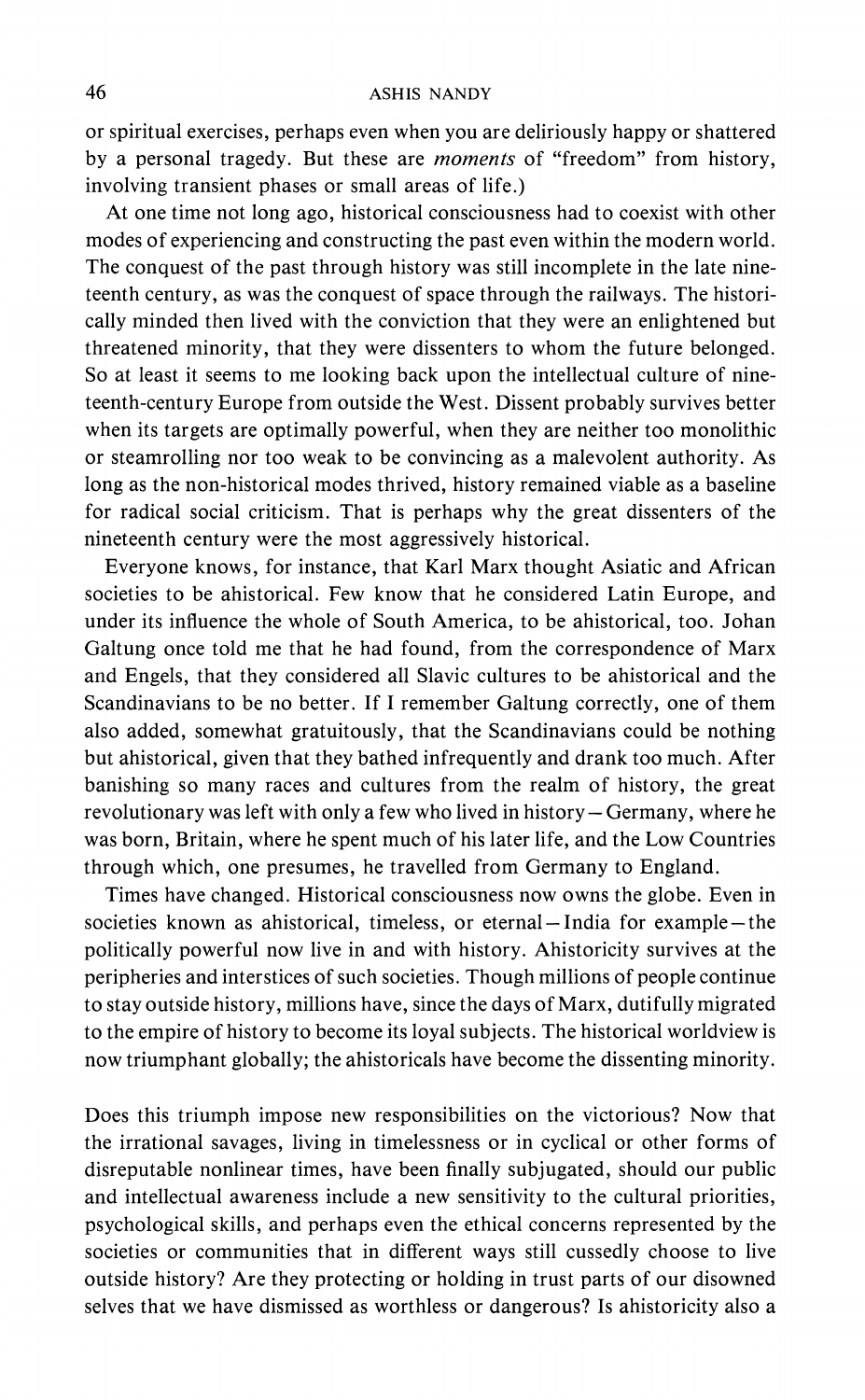or spiritual exercises, perhaps even when you are deliriously happy or shattered by a personal tragedy. But these are *moments* of "freedom" from history, involving transient phases or small areas of life.)

At one time not long ago, historical consciousness had to coexist with other modes of experiencing and constructing the past even within the modern world. The conquest of the past through history was still incomplete in the late nineteenth century, as was the conquest of space through the railways. The historically minded then lived with the conviction that they were an enlightened but threatened minority, that they were dissenters to whom the future belonged. So at least it seems to me looking back upon the intellectual culture of nineteenth-century Europe from outside the West. Dissent probably survives better when its targets are optimally powerful, when they are neither too monolithic or steamrolling nor too weak to be convincing as a malevolent authority. As long as the non-historical modes thrived, history remained viable as a baseline for radical social criticism. That is perhaps why the great dissenters of the nineteenth century were the most aggressively historical.

Everyone knows, for instance, that Karl Marx thought Asiatic and African societies to be ahistorical. Few know that he considered Latin Europe, and under its influence the whole of South America, to be ahistorical, too. Johan Galtung once told me that he had found, from the correspondence of Marx and Engels, that they considered all Slavic cultures to be ahistorical and the Scandinavians to be no better. If I remember Galtung correctly, one of them also added, somewhat gratuitously, that the Scandinavians could be nothing but ahistorical, given that they bathed infrequently and drank too much. After banishing so many races and cultures from the realm of history, the great revolutionary was left with only a few who lived in history – Germany, where he was born, Britain, where he spent much of his later life, and the Low Countries through which, one presumes, he travelled from Germany to England.

Times have changed. Historical consciousness now owns the globe. Even in societies known as ahistorical, timeless, or eternal – India for example – the politically powerful now live in and with history. Ahistoricity survives at the peripheries and interstices of such societies. Though millions of people continue to stay outside history, millions have, since the days of Marx, dutifully migrated to the empire of history to become its loyal subjects. The historical worldview is now triumphant globally; the ahistoricals have become the dissenting minority.

Does this triumph impose new responsibilities on the victorious? Now that the irrational savages, living in timelessness or in cyclical or other forms of disreputable nonlinear times, have been finally subjugated, should our public and intellectual awareness include a new sensitivity to the cultural priorities, psychological skills, and perhaps even the ethical concerns represented by the societies or communities that in different ways still cussedly choose to live outside history? Are they protecting or holding in trust parts of our disowned selves that we have dismissed as worthless or dangerous? Is ahistoricity also a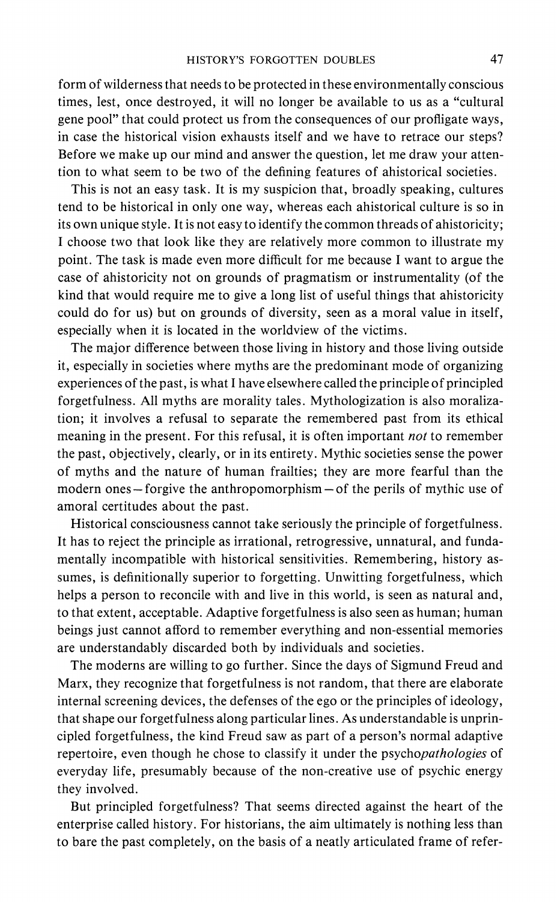form of wilderness that needs to be protected in these environmentally conscious times, lest, once destroyed, it will no longer be available to us as a "cultural gene pool" that could protect us from the consequences of our profligate ways, in case the historical vision exhausts itself and we have to retrace our steps? Before we make up our mind and answer the question, let me draw your attention to what seem to be two of the defining features of ahistorical societies.

This is not an easy task. It is my suspicion that, broadly speaking, cultures tend to be historical in only one way, whereas each ahistorical culture is so in its own unique style. It is not easy to identify the common threads of ahistoricity; I choose two that look like they are relatively more common to illustrate my point. The task is made even more difficult for me because I want to argue the case of ahistoricity not on grounds of pragmatism or instrumentality (of the kind that would require me to give a long list of useful things that ahistoricity could do for us) but on grounds of diversity, seen as a moral value in itself, especially when it is located in the worldview of the victims.

The major difference between those living in history and those living outside it, especially in societies where myths are the predominant mode of organizing experiences of the past, is what I have elsewhere called the principle of principled forgetfulness. All myths are morality tales. Mythologization is also moralization; it involves a refusal to separate the remembered past from its ethical meaning in the present. For this refusal, it is often important *not* to remember the past, objectively, clearly, or in its entirety. Mythic societies sense the power of myths and the nature of human frailties; they are more fearful than the modern ones—forgive the anthropomorphism—of the perils of mythic use of amoral certitudes about the past.

Historical consciousness cannot take seriously the principle of forgetfulness. It has to reject the principle as irrational, retrogressive, unnatural, and fundamentally incompatible with historical sensitivities. Remembering, history assumes, is definitionally superior to forgetting. Unwitting forgetfulness, which helps a person to reconcile with and live in this world, is seen as natural and, to that extent, acceptable. Adaptive forgetfulness is also seen as human; human beings just cannot afford to remember everything and non-essential memories are understandably discarded both by individuals and societies.

The moderns are willing to go further. Since the days of Sigmund Freud and Marx, they recognize that forgetfulness is not random, that there are elaborate internal screening devices, the defenses of the ego or the principles of ideology, that shape our forgetfulness along particular lines. As understandable is unprincipled forgetfulness, the kind Freud saw as part of a person's normal adaptive repertoire, even though he chose to classify it under the psycho*pathologies* of everyday life, presumably because of the non-creative use of psychic energy they involved.

But principled forgetfulness? That seems directed against the heart of the enterprise called history. For historians, the aim ultimately is nothing less than to bare the past completely, on the basis of a neatly articulated frame of refer-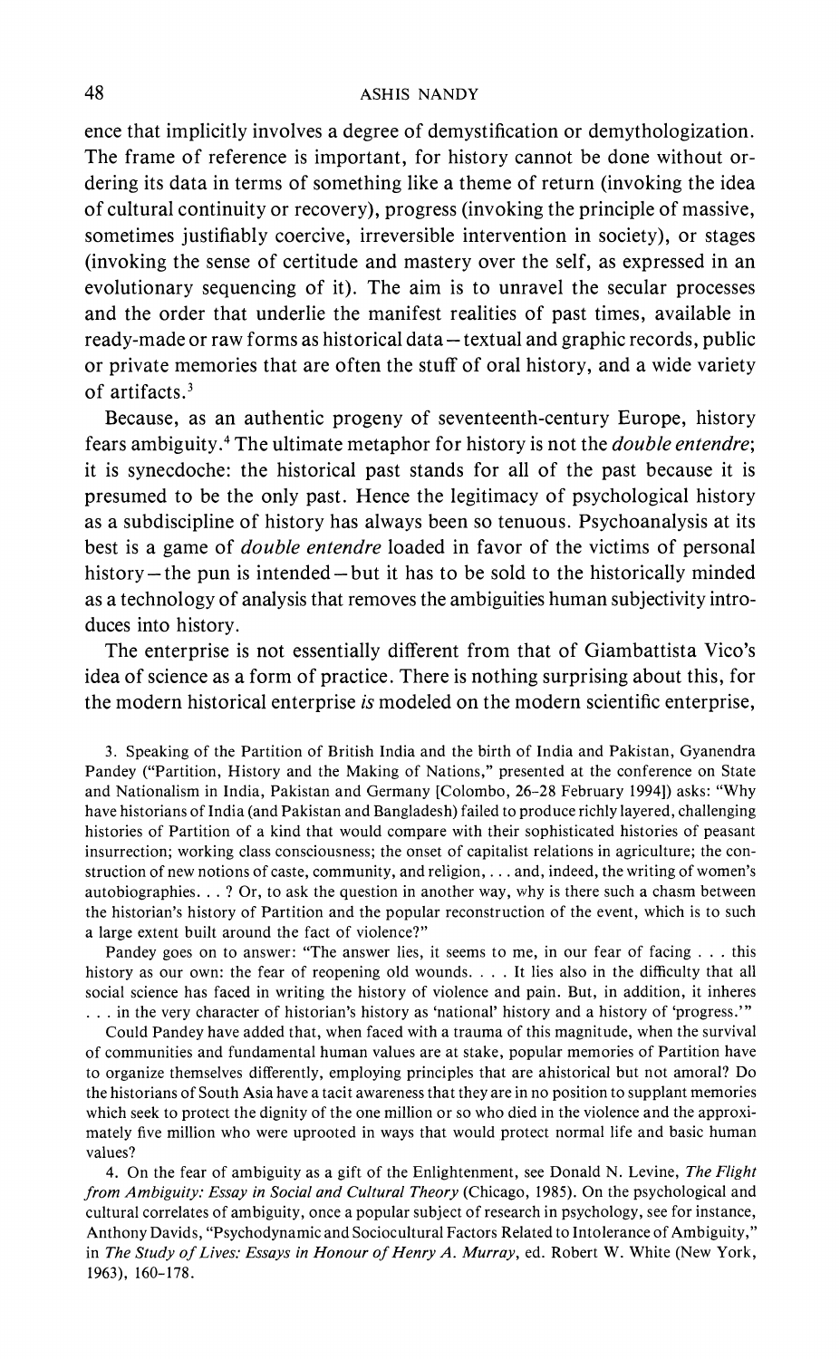ence that implicitly involves a degree of demystification or demythologization. The frame of reference is important, for history cannot be done without ordering its data in terms of something like a theme of return (invoking the idea of cultural continuity or recovery), progress (invoking the principle of massive, sometimes justifiably coercive, irreversible intervention in society), or stages (invoking the sense of certitude and mastery over the self, as expressed in an evolutionary sequencing of it). The aim is to unravel the secular processes and the order that underlie the manifest realities of past times, available in ready-made or raw forms as historical data—textual and graphic records, public or private memories that are often the stuff of oral history, and a wide variety of artifacts.[3]

Because, as an authentic progeny of seventeenth-century Europe, history fears ambiguity.[4] The ultimate metaphor for history is not the *double entendre*; it is synecdoche: the historical past stands for all of the past because it is presumed to be the only past. Hence the legitimacy of psychological history as a subdiscipline of history has always been so tenuous. Psychoanalysis at its best is a game of *double entendre* loaded in favor of the victims of personal history—the pun is intended—but it has to be sold to the historically minded as a technology of analysis that removes the ambiguities human subjectivity introduces into history.

The enterprise is not essentially different from that of Giambattista Vico's idea of science as a form of practice. There is nothing surprising about this, for the modern historical enterprise *is* modeled on the modern scientific enterprise,

3. Speaking of the Partition of British India and the birth of India and Pakistan, Gyanendra Pandey ("Partition, History and the Making of Nations," presented at the conference on State and Nationalism in India, Pakistan and Germany [Colombo, 26–28 February 1994]) asks: "Why have historians of India (and Pakistan and Bangladesh) failed to produce richly layered, challenging histories of Partition of a kind that would compare with their sophisticated histories of peasant insurrection; working class consciousness; the onset of capitalist relations in agriculture; the construction of new notions of caste, community, and religion, . . . and, indeed, the writing of women's autobiographies. . . ? Or, to ask the question in another way, why is there such a chasm between the historian's history of Partition and the popular reconstruction of the event, which is to such a large extent built around the fact of violence?"

Pandey goes on to answer: "The answer lies, it seems to me, in our fear of facing . . . this history as our own: the fear of reopening old wounds. . . . It lies also in the difficulty that all social science has faced in writing the history of violence and pain. But, in addition, it inheres . . . in the very character of historian's history as 'national' history and a history of 'progress.'"

Could Pandey have added that, when faced with a trauma of this magnitude, when the survival of communities and fundamental human values are at stake, popular memories of Partition have to organize themselves differently, employing principles that are ahistorical but not amoral? Do the historians of South Asia have a tacit awareness that they are in no position to supplant memories which seek to protect the dignity of the one million or so who died in the violence and the approximately five million who were uprooted in ways that would protect normal life and basic human values?

4. On the fear of ambiguity as a gift of the Enlightenment, see Donald N. Levine, *The Flight from Ambiguity: Essay in Social and Cultural Theory* (Chicago, 1985). On the psychological and cultural correlates of ambiguity, once a popular subject of research in psychology, see for instance, Anthony Davids, "Psychodynamic and Sociocultural Factors Related to Intolerance of Ambiguity," in *The Study of Lives: Essays in Honour of Henry A. Murray*, ed. Robert W. White (New York, 1963), 160–178.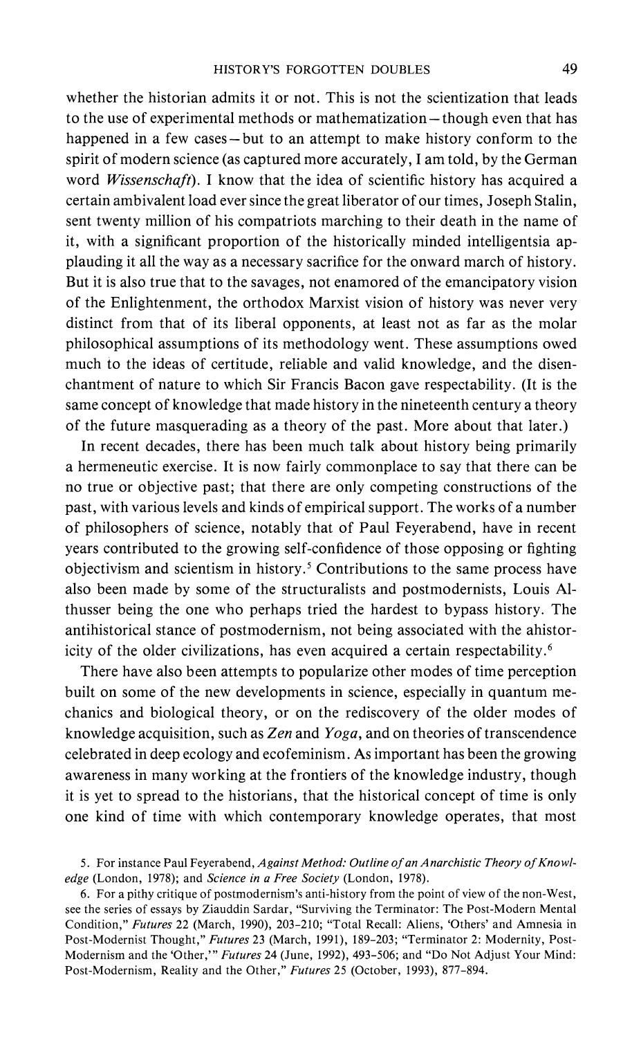whether the historian admits it or not. This is not the scientization that leads to the use of experimental methods or mathematization—though even that has happened in a few cases—but to an attempt to make history conform to the spirit of modern science (as captured more accurately, I am told, by the German word *Wissenschaft*). I know that the idea of scientific history has acquired a certain ambivalent load ever since the great liberator of our times, Joseph Stalin, sent twenty million of his compatriots marching to their death in the name of it, with a significant proportion of the historically minded intelligentsia applauding it all the way as a necessary sacrifice for the onward march of history. But it is also true that to the savages, not enamored of the emancipatory vision of the Enlightenment, the orthodox Marxist vision of history was never very distinct from that of its liberal opponents, at least not as far as the molar philosophical assumptions of its methodology went. These assumptions owed much to the ideas of certitude, reliable and valid knowledge, and the disenchantment of nature to which Sir Francis Bacon gave respectability. (It is the same concept of knowledge that made history in the nineteenth century a theory of the future masquerading as a theory of the past. More about that later.)

In recent decades, there has been much talk about history being primarily a hermeneutic exercise. It is now fairly commonplace to say that there can be no true or objective past; that there are only competing constructions of the past, with various levels and kinds of empirical support. The works of a number of philosophers of science, notably that of Paul Feyerabend, have in recent years contributed to the growing self-confidence of those opposing or fighting objectivism and scientism in history.[5] Contributions to the same process have also been made by some of the structuralists and postmodernists, Louis Althusser being the one who perhaps tried the hardest to bypass history. The antihistorical stance of postmodernism, not being associated with the ahistoricity of the older civilizations, has even acquired a certain respectability.[6]

There have also been attempts to popularize other modes of time perception built on some of the new developments in science, especially in quantum mechanics and biological theory, or on the rediscovery of the older modes of knowledge acquisition, such as *Zen* and *Yoga*, and on theories of transcendence celebrated in deep ecology and ecofeminism. As important has been the growing awareness in many working at the frontiers of the knowledge industry, though it is yet to spread to the historians, that the historical concept of time is only one kind of time with which contemporary knowledge operates, that most

5. For instance Paul Feyerabend, *Against Method: Outline of an Anarchistic Theory of Knowledge* (London, 1978); and *Science in a Free Society* (London, 1978).

6. For a pithy critique of postmodernism's anti-history from the point of view of the non-West, see the series of essays by Ziauddin Sardar, "Surviving the Terminator: The Post-Modern Mental Condition," *Futures* 22 (March, 1990), 203–210; "Total Recall: Aliens, 'Others' and Amnesia in Post-Modernist Thought," *Futures* 23 (March, 1991), 189–203; "Terminator 2: Modernity, Post-Modernism and the 'Other,'" *Futures* 24 (June, 1992), 493–506; and "Do Not Adjust Your Mind: Post-Modernism, Reality and the Other," *Futures* 25 (October, 1993), 877–894.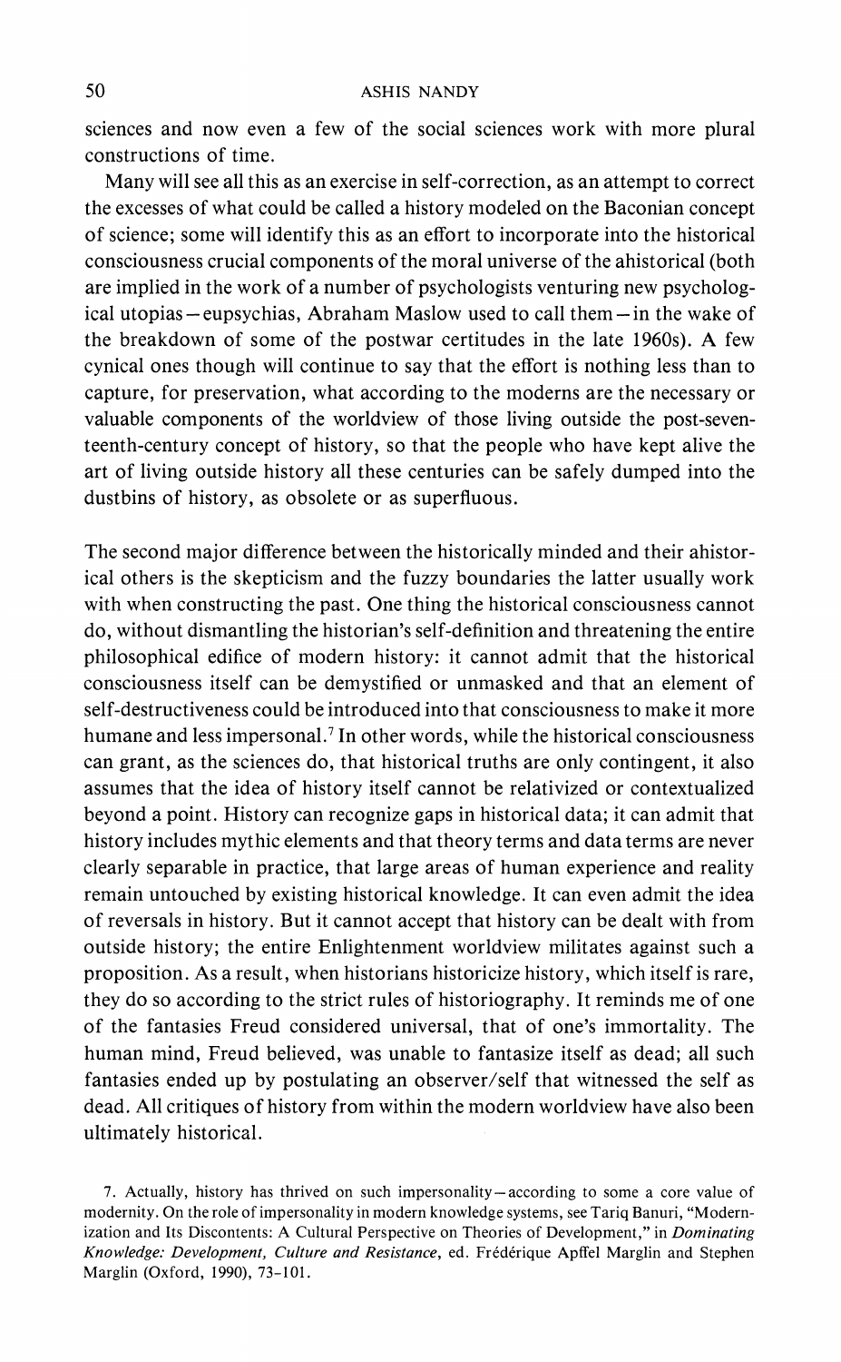sciences and now even a few of the social sciences work with more plural constructions of time.

Many will see all this as an exercise in self-correction, as an attempt to correct the excesses of what could be called a history modeled on the Baconian concept of science; some will identify this as an effort to incorporate into the historical consciousness crucial components of the moral universe of the ahistorical (both are implied in the work of a number of psychologists venturing new psychological utopias – eupsychias, Abraham Maslow used to call them – in the wake of the breakdown of some of the postwar certitudes in the late 1960s). A few cynical ones though will continue to say that the effort is nothing less than to capture, for preservation, what according to the moderns are the necessary or valuable components of the worldview of those living outside the post-seventeenth-century concept of history, so that the people who have kept alive the art of living outside history all these centuries can be safely dumped into the dustbins of history, as obsolete or as superfluous.

The second major difference between the historically minded and their ahistorical others is the skepticism and the fuzzy boundaries the latter usually work with when constructing the past. One thing the historical consciousness cannot do, without dismantling the historian's self-definition and threatening the entire philosophical edifice of modern history: it cannot admit that the historical consciousness itself can be demystified or unmasked and that an element of self-destructiveness could be introduced into that consciousness to make it more humane and less impersonal.[7] In other words, while the historical consciousness can grant, as the sciences do, that historical truths are only contingent, it also assumes that the idea of history itself cannot be relativized or contextualized beyond a point. History can recognize gaps in historical data; it can admit that history includes mythic elements and that theory terms and data terms are never clearly separable in practice, that large areas of human experience and reality remain untouched by existing historical knowledge. It can even admit the idea of reversals in history. But it cannot accept that history can be dealt with from outside history; the entire Enlightenment worldview militates against such a proposition. As a result, when historians historicize history, which itself is rare, they do so according to the strict rules of historiography. It reminds me of one of the fantasies Freud considered universal, that of one's immortality. The human mind, Freud believed, was unable to fantasize itself as dead; all such fantasies ended up by postulating an observer/self that witnessed the self as dead. All critiques of history from within the modern worldview have also been ultimately historical.

7. Actually, history has thrived on such impersonality – according to some a core value of modernity. On the role of impersonality in modern knowledge systems, see Tariq Banuri, "Modernization and Its Discontents: A Cultural Perspective on Theories of Development," in *Dominating Knowledge: Development, Culture and Resistance*, ed. Frédérique Apffel Marglin and Stephen Marglin (Oxford, 1990), 73–101.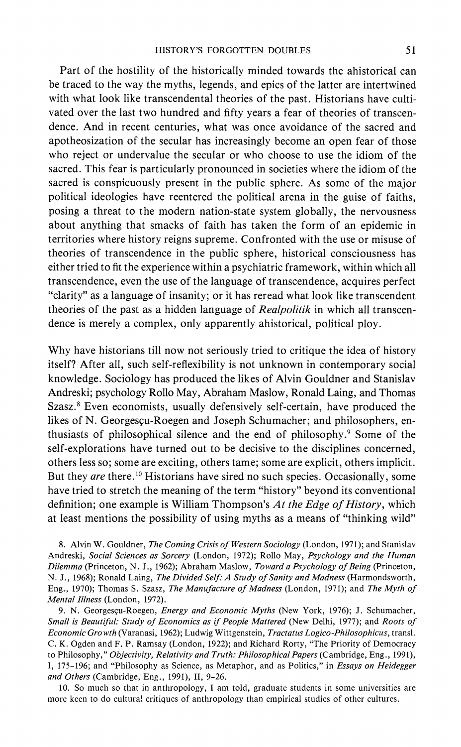Part of the hostility of the historically minded towards the ahistorical can be traced to the way the myths, legends, and epics of the latter are intertwined with what look like transcendental theories of the past. Historians have cultivated over the last two hundred and fifty years a fear of theories of transcendence. And in recent centuries, what was once avoidance of the sacred and apotheosization of the secular has increasingly become an open fear of those who reject or undervalue the secular or who choose to use the idiom of the sacred. This fear is particularly pronounced in societies where the idiom of the sacred is conspicuously present in the public sphere. As some of the major political ideologies have reentered the political arena in the guise of faiths, posing a threat to the modern nation-state system globally, the nervousness about anything that smacks of faith has taken the form of an epidemic in territories where history reigns supreme. Confronted with the use or misuse of theories of transcendence in the public sphere, historical consciousness has either tried to fit the experience within a psychiatric framework, within which all transcendence, even the use of the language of transcendence, acquires perfect "clarity" as a language of insanity; or it has reread what look like transcendent theories of the past as a hidden language of *Realpolitik* in which all transcendence is merely a complex, only apparently ahistorical, political ploy.

Why have historians till now not seriously tried to critique the idea of history itself? After all, such self-reflexibility is not unknown in contemporary social knowledge. Sociology has produced the likes of Alvin Gouldner and Stanislav Andreski; psychology Rollo May, Abraham Maslow, Ronald Laing, and Thomas Szasz.[8] Even economists, usually defensively self-certain, have produced the likes of N. Georgesçu-Roegen and Joseph Schumacher; and philosophers, enthusiasts of philosophical silence and the end of philosophy.[9] Some of the self-explorations have turned out to be decisive to the disciplines concerned, others less so; some are exciting, others tame; some are explicit, others implicit. But they *are* there.[10] Historians have sired no such species. Occasionally, some have tried to stretch the meaning of the term "history" beyond its conventional definition; one example is William Thompson's *At the Edge of History*, which at least mentions the possibility of using myths as a means of "thinking wild"

8. Alvin W. Gouldner, *The Coming Crisis of Western Sociology* (London, 1971); and Stanislav Andreski, *Social Sciences as Sorcery* (London, 1972); Rollo May, *Psychology and the Human Dilemma* (Princeton, N. J., 1962); Abraham Maslow, *Toward a Psychology of Being* (Princeton, N. J., 1968); Ronald Laing, *The Divided Self: A Study of Sanity and Madness* (Harmondsworth, Eng., 1970); Thomas S. Szasz, *The Manufacture of Madness* (London, 1971); and *The Myth of Mental Illness* (London, 1972).

9. N. Georgesçu-Roegen, *Energy and Economic Myths* (New York, 1976); J. Schumacher, *Small is Beautiful: Study of Economics as if People Mattered* (New Delhi, 1977); and *Roots of Economic Growth* (Varanasi, 1962); Ludwig Wittgenstein, *Tractatus Logico-Philosophicus*, transl. C. K. Ogden and F. P. Ramsay (London, 1922); and Richard Rorty, "The Priority of Democracy to Philosophy," *Objectivity, Relativity and Truth: Philosophical Papers* (Cambridge, Eng., 1991), I, 175-196; and "Philosophy as Science, as Metaphor, and as Politics," in *Essays on Heidegger and Others* (Cambridge, Eng., 1991), II, 9-26.

10. So much so that in anthropology, I am told, graduate students in some universities are more keen to do cultural critiques of anthropology than empirical studies of other cultures.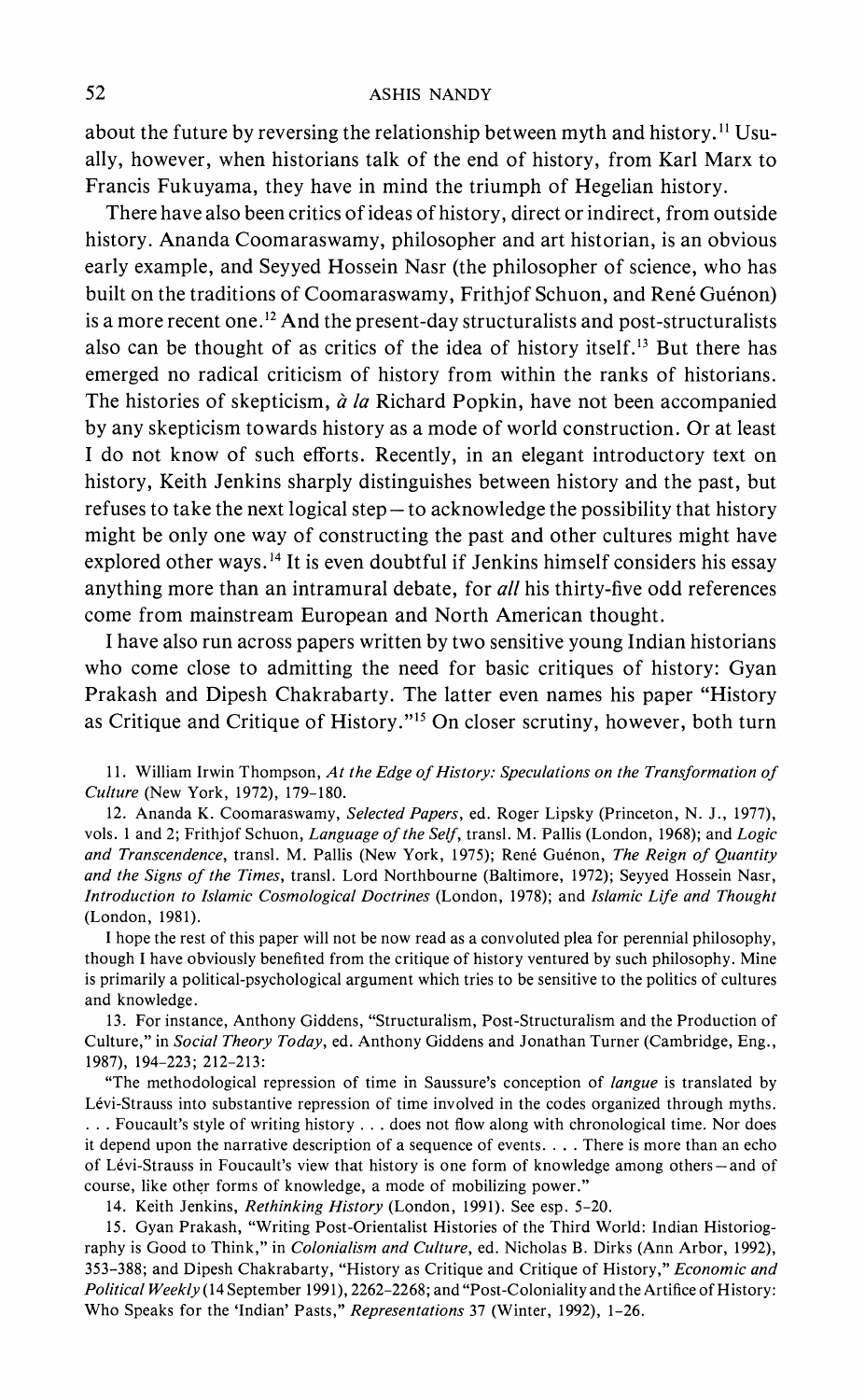about the future by reversing the relationship between myth and history.[11] Usually, however, when historians talk of the end of history, from Karl Marx to Francis Fukuyama, they have in mind the triumph of Hegelian history.

There have also been critics of ideas of history, direct or indirect, from outside history. Ananda Coomaraswamy, philosopher and art historian, is an obvious early example, and Seyyed Hossein Nasr (the philosopher of science, who has built on the traditions of Coomaraswamy, Frithjof Schuon, and René Guénon) is a more recent one.[12] And the present-day structuralists and post-structuralists also can be thought of as critics of the idea of history itself.[13] But there has emerged no radical criticism of history from within the ranks of historians. The histories of skepticism, *à la* Richard Popkin, have not been accompanied by any skepticism towards history as a mode of world construction. Or at least I do not know of such efforts. Recently, in an elegant introductory text on history, Keith Jenkins sharply distinguishes between history and the past, but refuses to take the next logical step—to acknowledge the possibility that history might be only one way of constructing the past and other cultures might have explored other ways.[14] It is even doubtful if Jenkins himself considers his essay anything more than an intramural debate, for *all* his thirty-five odd references come from mainstream European and North American thought.

I have also run across papers written by two sensitive young Indian historians who come close to admitting the need for basic critiques of history: Gyan Prakash and Dipesh Chakrabarty. The latter even names his paper "History as Critique and Critique of History."[15] On closer scrutiny, however, both turn

11. William Irwin Thompson, *At the Edge of History: Speculations on the Transformation of Culture* (New York, 1972), 179–180.

12. Ananda K. Coomaraswamy, *Selected Papers*, ed. Roger Lipsky (Princeton, N. J., 1977), vols. 1 and 2; Frithjof Schuon, *Language of the Self*, transl. M. Pallis (London, 1968); and *Logic and Transcendence*, transl. M. Pallis (New York, 1975); René Guénon, *The Reign of Quantity and the Signs of the Times*, transl. Lord Northbourne (Baltimore, 1972); Seyyed Hossein Nasr, *Introduction to Islamic Cosmological Doctrines* (London, 1978); and *Islamic Life and Thought* (London, 1981).

I hope the rest of this paper will not be now read as a convoluted plea for perennial philosophy, though I have obviously benefited from the critique of history ventured by such philosophy. Mine is primarily a political-psychological argument which tries to be sensitive to the politics of cultures and knowledge.

13. For instance, Anthony Giddens, "Structuralism, Post-Structuralism and the Production of Culture," in *Social Theory Today*, ed. Anthony Giddens and Jonathan Turner (Cambridge, Eng., 1987), 194–223; 212–213:

"The methodological repression of time in Saussure's conception of *langue* is translated by Lévi-Strauss into substantive repression of time involved in the codes organized through myths. . . . Foucault's style of writing history . . . does not flow along with chronological time. Nor does it depend upon the narrative description of a sequence of events. . . . There is more than an echo of Lévi-Strauss in Foucault's view that history is one form of knowledge among others—and of course, like other forms of knowledge, a mode of mobilizing power."

14. Keith Jenkins, *Rethinking History* (London, 1991). See esp. 5–20.

15. Gyan Prakash, "Writing Post-Orientalist Histories of the Third World: Indian Historiography is Good to Think," in *Colonialism and Culture*, ed. Nicholas B. Dirks (Ann Arbor, 1992), 353–388; and Dipesh Chakrabarty, "History as Critique and Critique of History," *Economic and Political Weekly* (14 September 1991), 2262–2268; and "Post-Coloniality and the Artifice of History: Who Speaks for the 'Indian' Pasts," *Representations* 37 (Winter, 1992), 1–26.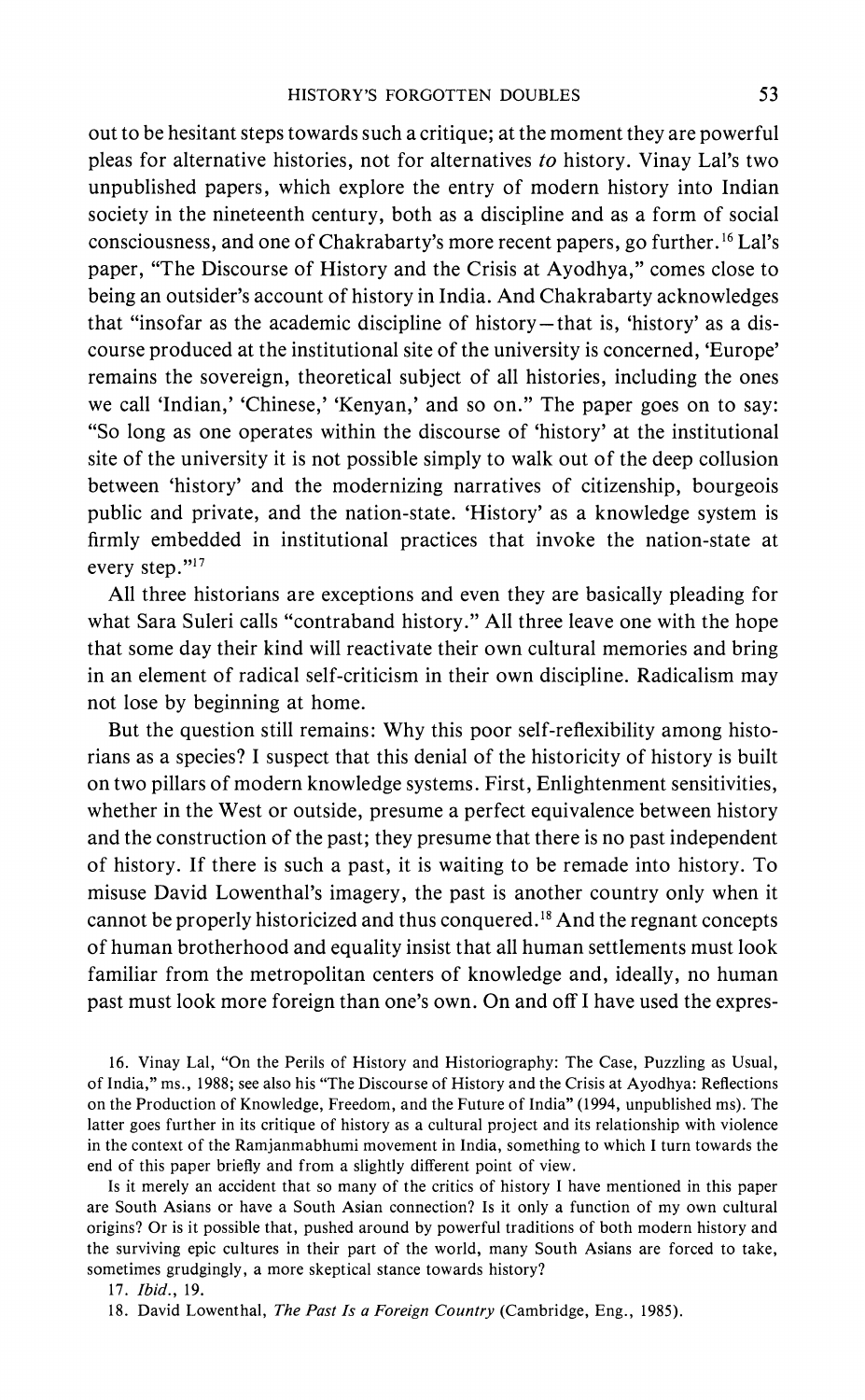out to be hesitant steps towards such a critique; at the moment they are powerful pleas for alternative histories, not for alternatives *to* history. Vinay Lal's two unpublished papers, which explore the entry of modern history into Indian society in the nineteenth century, both as a discipline and as a form of social consciousness, and one of Chakrabarty's more recent papers, go further.[16] Lal's paper, "The Discourse of History and the Crisis at Ayodhya," comes close to being an outsider's account of history in India. And Chakrabarty acknowledges that "insofar as the academic discipline of history—that is, 'history' as a discourse produced at the institutional site of the university is concerned, 'Europe' remains the sovereign, theoretical subject of all histories, including the ones we call 'Indian,' 'Chinese,' 'Kenyan,' and so on." The paper goes on to say: "So long as one operates within the discourse of 'history' at the institutional site of the university it is not possible simply to walk out of the deep collusion between 'history' and the modernizing narratives of citizenship, bourgeois public and private, and the nation-state. 'History' as a knowledge system is firmly embedded in institutional practices that invoke the nation-state at every step."[17]

All three historians are exceptions and even they are basically pleading for what Sara Suleri calls "contraband history." All three leave one with the hope that some day their kind will reactivate their own cultural memories and bring in an element of radical self-criticism in their own discipline. Radicalism may not lose by beginning at home.

But the question still remains: Why this poor self-reflexibility among historians as a species? I suspect that this denial of the historicity of history is built on two pillars of modern knowledge systems. First, Enlightenment sensitivities, whether in the West or outside, presume a perfect equivalence between history and the construction of the past; they presume that there is no past independent of history. If there is such a past, it is waiting to be remade into history. To misuse David Lowenthal's imagery, the past is another country only when it cannot be properly historicized and thus conquered.[18] And the regnant concepts of human brotherhood and equality insist that all human settlements must look familiar from the metropolitan centers of knowledge and, ideally, no human past must look more foreign than one's own. On and off I have used the expres-

16. Vinay Lal, "On the Perils of History and Historiography: The Case, Puzzling as Usual, of India," ms., 1988; see also his "The Discourse of History and the Crisis at Ayodhya: Reflections on the Production of Knowledge, Freedom, and the Future of India" (1994, unpublished ms). The latter goes further in its critique of history as a cultural project and its relationship with violence in the context of the Ramjanmabhumi movement in India, something to which I turn towards the end of this paper briefly and from a slightly different point of view.

Is it merely an accident that so many of the critics of history I have mentioned in this paper are South Asians or have a South Asian connection? Is it only a function of my own cultural origins? Or is it possible that, pushed around by powerful traditions of both modern history and the surviving epic cultures in their part of the world, many South Asians are forced to take, sometimes grudgingly, a more skeptical stance towards history?

17. *Ibid.*, 19.

18. David Lowenthal, *The Past Is a Foreign Country* (Cambridge, Eng., 1985).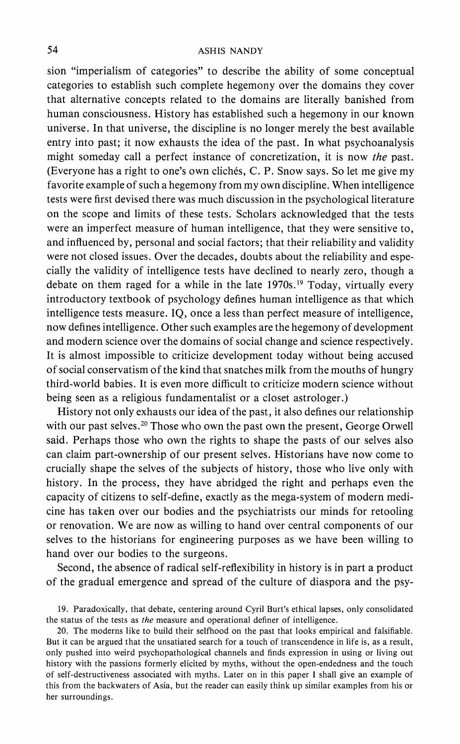sion "imperialism of categories" to describe the ability of some conceptual categories to establish such complete hegemony over the domains they cover that alternative concepts related to the domains are literally banished from human consciousness. History has established such a hegemony in our known universe. In that universe, the discipline is no longer merely the best available entry into past; it now exhausts the idea of the past. In what psychoanalysis might someday call a perfect instance of concretization, it is now *the* past. (Everyone has a right to one's own clichés, C. P. Snow says. So let me give my favorite example of such a hegemony from my own discipline. When intelligence tests were first devised there was much discussion in the psychological literature on the scope and limits of these tests. Scholars acknowledged that the tests were an imperfect measure of human intelligence, that they were sensitive to, and influenced by, personal and social factors; that their reliability and validity were not closed issues. Over the decades, doubts about the reliability and especially the validity of intelligence tests have declined to nearly zero, though a debate on them raged for a while in the late 1970s.[19] Today, virtually every introductory textbook of psychology defines human intelligence as that which intelligence tests measure. IQ, once a less than perfect measure of intelligence, now defines intelligence. Other such examples are the hegemony of development and modern science over the domains of social change and science respectively. It is almost impossible to criticize development today without being accused of social conservatism of the kind that snatches milk from the mouths of hungry third-world babies. It is even more difficult to criticize modern science without being seen as a religious fundamentalist or a closet astrologer.)

History not only exhausts our idea of the past, it also defines our relationship with our past selves.[20] Those who own the past own the present, George Orwell said. Perhaps those who own the rights to shape the pasts of our selves also can claim part-ownership of our present selves. Historians have now come to crucially shape the selves of the subjects of history, those who live only with history. In the process, they have abridged the right and perhaps even the capacity of citizens to self-define, exactly as the mega-system of modern medicine has taken over our bodies and the psychiatrists our minds for retooling or renovation. We are now as willing to hand over central components of our selves to the historians for engineering purposes as we have been willing to hand over our bodies to the surgeons.

Second, the absence of radical self-reflexibility in history is in part a product of the gradual emergence and spread of the culture of diaspora and the psy-

19. Paradoxically, that debate, centering around Cyril Burt's ethical lapses, only consolidated the status of the tests as *the* measure and operational definer of intelligence.

20. The moderns like to build their selfhood on the past that looks empirical and falsifiable. But it can be argued that the unsatiated search for a touch of transcendence in life is, as a result, only pushed into weird psychopathological channels and finds expression in using or living out history with the passions formerly elicited by myths, without the open-endedness and the touch of self-destructiveness associated with myths. Later on in this paper I shall give an example of this from the backwaters of Asia, but the reader can easily think up similar examples from his or her surroundings.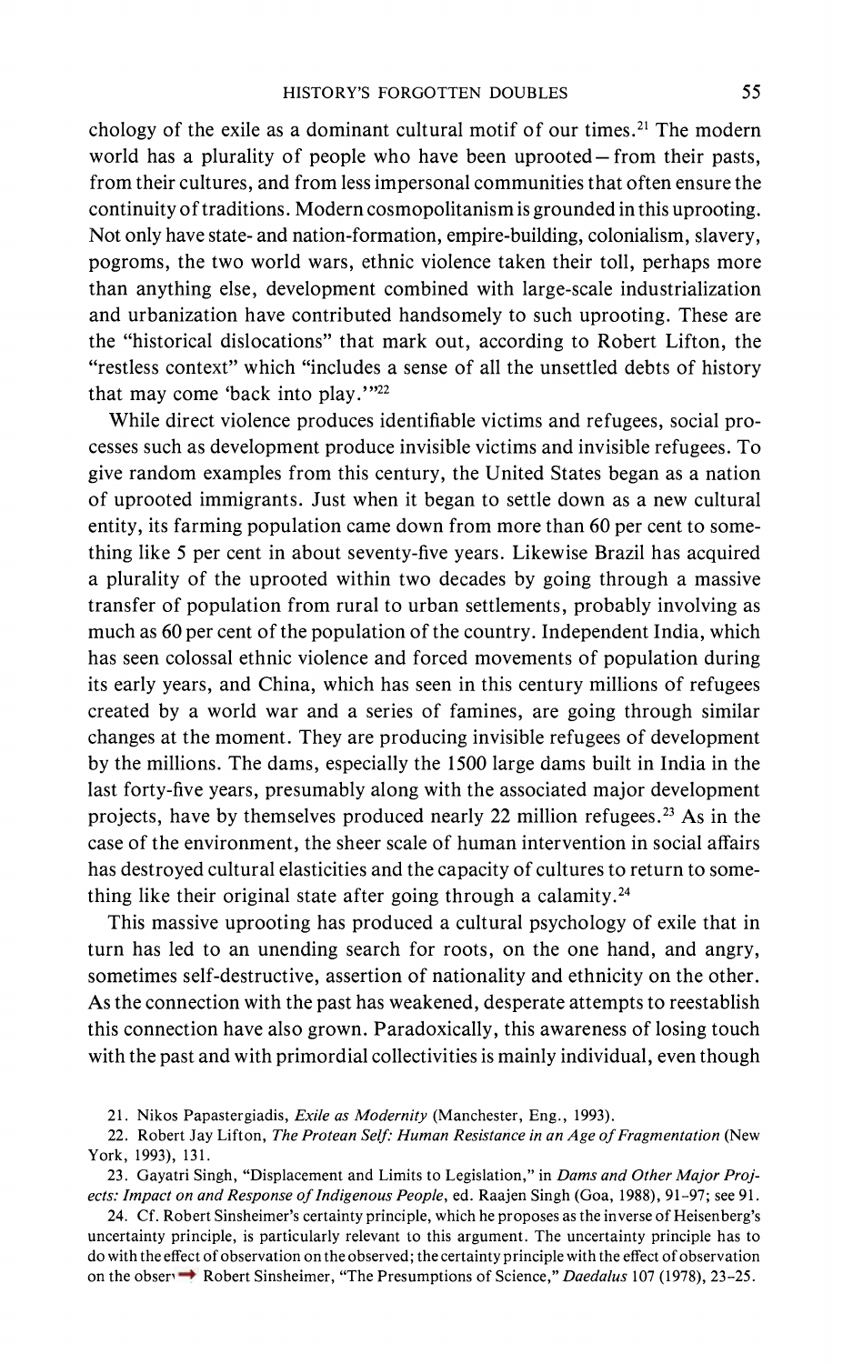chology of the exile as a dominant cultural motif of our times.[21] The modern world has a plurality of people who have been uprooted—from their pasts, from their cultures, and from less impersonal communities that often ensure the continuity of traditions. Modern cosmopolitanism is grounded in this uprooting. Not only have state- and nation-formation, empire-building, colonialism, slavery, pogroms, the two world wars, ethnic violence taken their toll, perhaps more than anything else, development combined with large-scale industrialization and urbanization have contributed handsomely to such uprooting. These are the "historical dislocations" that mark out, according to Robert Lifton, the "restless context" which "includes a sense of all the unsettled debts of history that may come 'back into play.'"[22]

While direct violence produces identifiable victims and refugees, social processes such as development produce invisible victims and invisible refugees. To give random examples from this century, the United States began as a nation of uprooted immigrants. Just when it began to settle down as a new cultural entity, its farming population came down from more than 60 per cent to something like 5 per cent in about seventy-five years. Likewise Brazil has acquired a plurality of the uprooted within two decades by going through a massive transfer of population from rural to urban settlements, probably involving as much as 60 per cent of the population of the country. Independent India, which has seen colossal ethnic violence and forced movements of population during its early years, and China, which has seen in this century millions of refugees created by a world war and a series of famines, are going through similar changes at the moment. They are producing invisible refugees of development by the millions. The dams, especially the 1500 large dams built in India in the last forty-five years, presumably along with the associated major development projects, have by themselves produced nearly 22 million refugees.[23] As in the case of the environment, the sheer scale of human intervention in social affairs has destroyed cultural elasticities and the capacity of cultures to return to something like their original state after going through a calamity.[24]

This massive uprooting has produced a cultural psychology of exile that in turn has led to an unending search for roots, on the one hand, and angry, sometimes self-destructive, assertion of nationality and ethnicity on the other. As the connection with the past has weakened, desperate attempts to reestablish this connection have also grown. Paradoxically, this awareness of losing touch with the past and with primordial collectivities is mainly individual, even though

21. Nikos Papastergiadis, *Exile as Modernity* (Manchester, Eng., 1993).

22. Robert Jay Lifton, *The Protean Self: Human Resistance in an Age of Fragmentation* (New York, 1993), 131.

23. Gayatri Singh, "Displacement and Limits to Legislation," in *Dams and Other Major Projects: Impact on and Response of Indigenous People*, ed. Raajen Singh (Goa, 1988), 91–97; see 91.

24. Cf. Robert Sinsheimer's certainty principle, which he proposes as the inverse of Heisenberg's uncertainty principle, is particularly relevant to this argument. The uncertainty principle has to do with the effect of observation on the observed; the certainty principle with the effect of observation on the obser Robert Sinsheimer, "The Presumptions of Science," *Daedalus* 107 (1978), 23–25.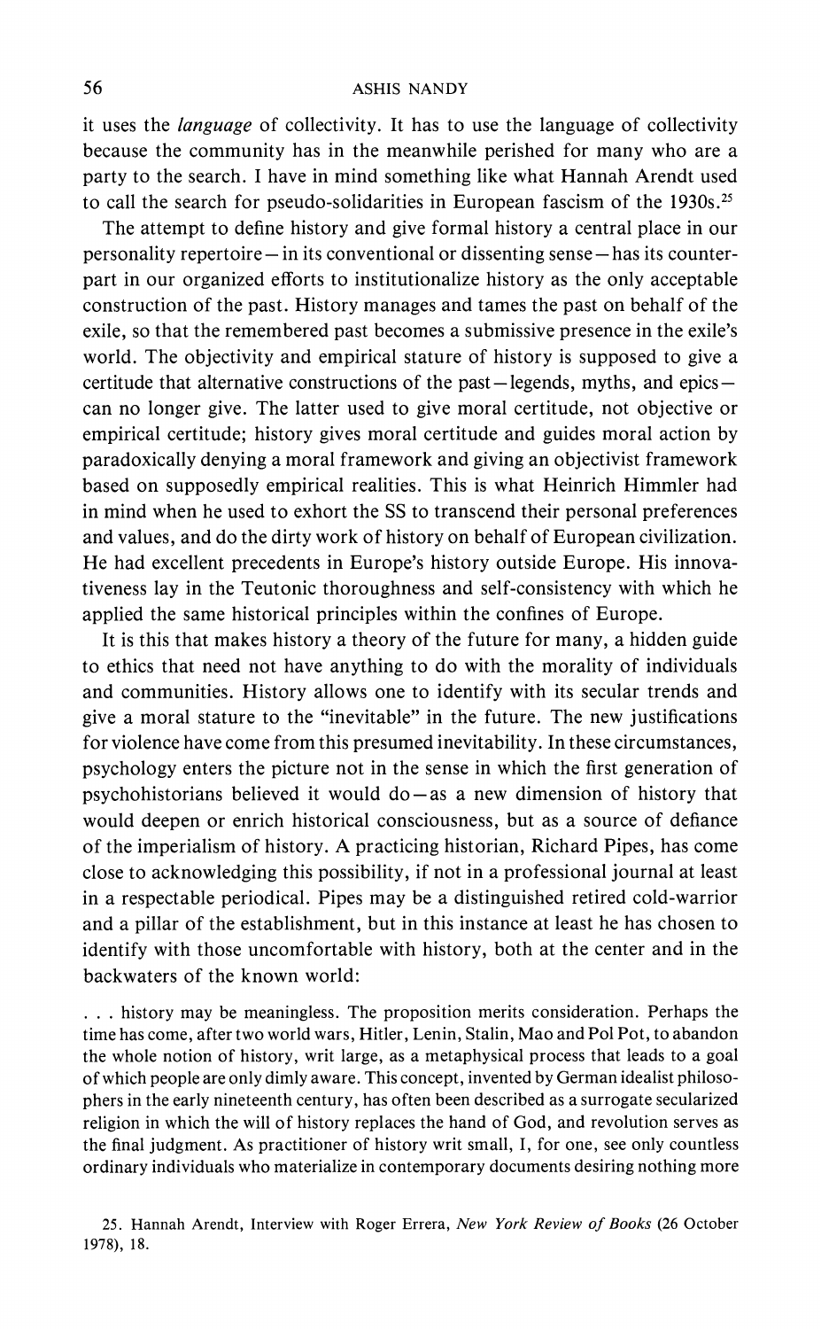it uses the *language* of collectivity. It has to use the language of collectivity because the community has in the meanwhile perished for many who are a party to the search. I have in mind something like what Hannah Arendt used to call the search for pseudo-solidarities in European fascism of the 1930s.[25]

The attempt to define history and give formal history a central place in our personality repertoire—in its conventional or dissenting sense—has its counterpart in our organized efforts to institutionalize history as the only acceptable construction of the past. History manages and tames the past on behalf of the exile, so that the remembered past becomes a submissive presence in the exile's world. The objectivity and empirical stature of history is supposed to give a certitude that alternative constructions of the past—legends, myths, and epics—can no longer give. The latter used to give moral certitude, not objective or empirical certitude; history gives moral certitude and guides moral action by paradoxically denying a moral framework and giving an objectivist framework based on supposedly empirical realities. This is what Heinrich Himmler had in mind when he used to exhort the SS to transcend their personal preferences and values, and do the dirty work of history on behalf of European civilization. He had excellent precedents in Europe's history outside Europe. His innovativeness lay in the Teutonic thoroughness and self-consistency with which he applied the same historical principles within the confines of Europe.

It is this that makes history a theory of the future for many, a hidden guide to ethics that need not have anything to do with the morality of individuals and communities. History allows one to identify with its secular trends and give a moral stature to the "inevitable" in the future. The new justifications for violence have come from this presumed inevitability. In these circumstances, psychology enters the picture not in the sense in which the first generation of psychohistorians believed it would do—as a new dimension of history that would deepen or enrich historical consciousness, but as a source of defiance of the imperialism of history. A practicing historian, Richard Pipes, has come close to acknowledging this possibility, if not in a professional journal at least in a respectable periodical. Pipes may be a distinguished retired cold-warrior and a pillar of the establishment, but in this instance at least he has chosen to identify with those uncomfortable with history, both at the center and in the backwaters of the known world:

> . . . history may be meaningless. The proposition merits consideration. Perhaps the time has come, after two world wars, Hitler, Lenin, Stalin, Mao and Pol Pot, to abandon the whole notion of history, writ large, as a metaphysical process that leads to a goal of which people are only dimly aware. This concept, invented by German idealist philosophers in the early nineteenth century, has often been described as a surrogate secularized religion in which the will of history replaces the hand of God, and revolution serves as the final judgment. As practitioner of history writ small, I, for one, see only countless ordinary individuals who materialize in contemporary documents desiring nothing more

25. Hannah Arendt, Interview with Roger Errera, *New York Review of Books* (26 October 1978), 18.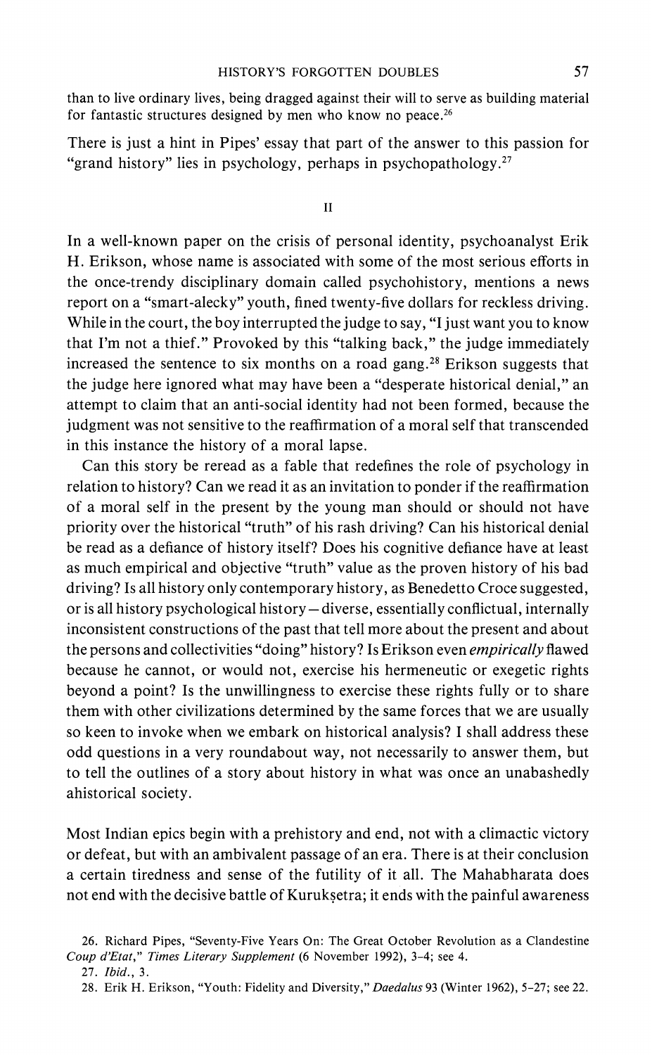than to live ordinary lives, being dragged against their will to serve as building material for fantastic structures designed by men who know no peace.[26]

There is just a hint in Pipes' essay that part of the answer to this passion for "grand history" lies in psychology, perhaps in psychopathology.[27]

## II

In a well-known paper on the crisis of personal identity, psychoanalyst Erik H. Erikson, whose name is associated with some of the most serious efforts in the once-trendy disciplinary domain called psychohistory, mentions a news report on a "smart-alecky" youth, fined twenty-five dollars for reckless driving. While in the court, the boy interrupted the judge to say, "I just want you to know that I'm not a thief." Provoked by this "talking back," the judge immediately increased the sentence to six months on a road gang.[28] Erikson suggests that the judge here ignored what may have been a "desperate historical denial," an attempt to claim that an anti-social identity had not been formed, because the judgment was not sensitive to the reaffirmation of a moral self that transcended in this instance the history of a moral lapse.

Can this story be reread as a fable that redefines the role of psychology in relation to history? Can we read it as an invitation to ponder if the reaffirmation of a moral self in the present by the young man should or should not have priority over the historical "truth" of his rash driving? Can his historical denial be read as a defiance of history itself? Does his cognitive defiance have at least as much empirical and objective "truth" value as the proven history of his bad driving? Is all history only contemporary history, as Benedetto Croce suggested, or is all history psychological history—diverse, essentially conflictual, internally inconsistent constructions of the past that tell more about the present and about the persons and collectivities "doing" history? Is Erikson even *empirically* flawed because he cannot, or would not, exercise his hermeneutic or exegetic rights beyond a point? Is the unwillingness to exercise these rights fully or to share them with other civilizations determined by the same forces that we are usually so keen to invoke when we embark on historical analysis? I shall address these odd questions in a very roundabout way, not necessarily to answer them, but to tell the outlines of a story about history in what was once an unabashedly ahistorical society.

Most Indian epics begin with a prehistory and end, not with a climactic victory or defeat, but with an ambivalent passage of an era. There is at their conclusion a certain tiredness and sense of the futility of it all. The Mahabharata does not end with the decisive battle of Kurukṣetra; it ends with the painful awareness

26. Richard Pipes, "Seventy-Five Years On: The Great October Revolution as a Clandestine *Coup d'Etat*," *Times Literary Supplement* (6 November 1992), 3–4; see 4.

27. *Ibid.*, 3.

28. Erik H. Erikson, "Youth: Fidelity and Diversity," *Daedalus* 93 (Winter 1962), 5–27; see 22.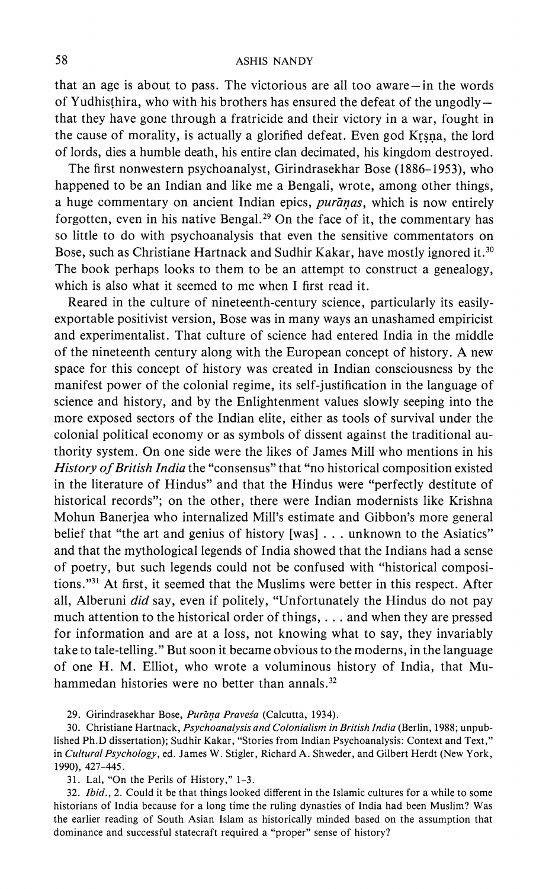that an age is about to pass. The victorious are all too aware—in the words of Yudhiṣṭhira, who with his brothers has ensured the defeat of the ungodly—that they have gone through a fratricide and their victory in a war, fought in the cause of morality, is actually a glorified defeat. Even god Kṛṣṇa, the lord of lords, dies a humble death, his entire clan decimated, his kingdom destroyed.

The first nonwestern psychoanalyst, Girindrasekhar Bose (1886–1953), who happened to be an Indian and like me a Bengali, wrote, among other things, a huge commentary on ancient Indian epics, *purāṇas*, which is now entirely forgotten, even in his native Bengal.[29] On the face of it, the commentary has so little to do with psychoanalysis that even the sensitive commentators on Bose, such as Christiane Hartnack and Sudhir Kakar, have mostly ignored it.[30] The book perhaps looks to them to be an attempt to construct a genealogy, which is also what it seemed to me when I first read it.

Reared in the culture of nineteenth-century science, particularly its easily-exportable positivist version, Bose was in many ways an unashamed empiricist and experimentalist. That culture of science had entered India in the middle of the nineteenth century along with the European concept of history. A new space for this concept of history was created in Indian consciousness by the manifest power of the colonial regime, its self-justification in the language of science and history, and by the Enlightenment values slowly seeping into the more exposed sectors of the Indian elite, either as tools of survival under the colonial political economy or as symbols of dissent against the traditional authority system. On one side were the likes of James Mill who mentions in his *History of British India* the "consensus" that "no historical composition existed in the literature of Hindus" and that the Hindus were "perfectly destitute of historical records"; on the other, there were Indian modernists like Krishna Mohun Banerjea who internalized Mill's estimate and Gibbon's more general belief that "the art and genius of history [was] . . . unknown to the Asiatics" and that the mythological legends of India showed that the Indians had a sense of poetry, but such legends could not be confused with "historical compositions."[31] At first, it seemed that the Muslims were better in this respect. After all, Alberuni *did* say, even if politely, "Unfortunately the Hindus do not pay much attention to the historical order of things, . . . and when they are pressed for information and are at a loss, not knowing what to say, they invariably take to tale-telling." But soon it became obvious to the moderns, in the language of one H. M. Elliot, who wrote a voluminous history of India, that Muhammedan histories were no better than annals.[32]

29. Girindrasekhar Bose, *Purāṇa Praveśa* (Calcutta, 1934).

30. Christiane Hartnack, *Psychoanalysis and Colonialism in British India* (Berlin, 1988; unpublished Ph.D dissertation); Sudhir Kakar, "Stories from Indian Psychoanalysis: Context and Text," in *Cultural Psychology*, ed. James W. Stigler, Richard A. Shweder, and Gilbert Herdt (New York, 1990), 427–445.

31. Lal, "On the Perils of History," 1–3.

32. *Ibid.*, 2. Could it be that things looked different in the Islamic cultures for a while to some historians of India because for a long time the ruling dynasties of India had been Muslim? Was the earlier reading of South Asian Islam as historically minded based on the assumption that dominance and successful statecraft required a "proper" sense of history?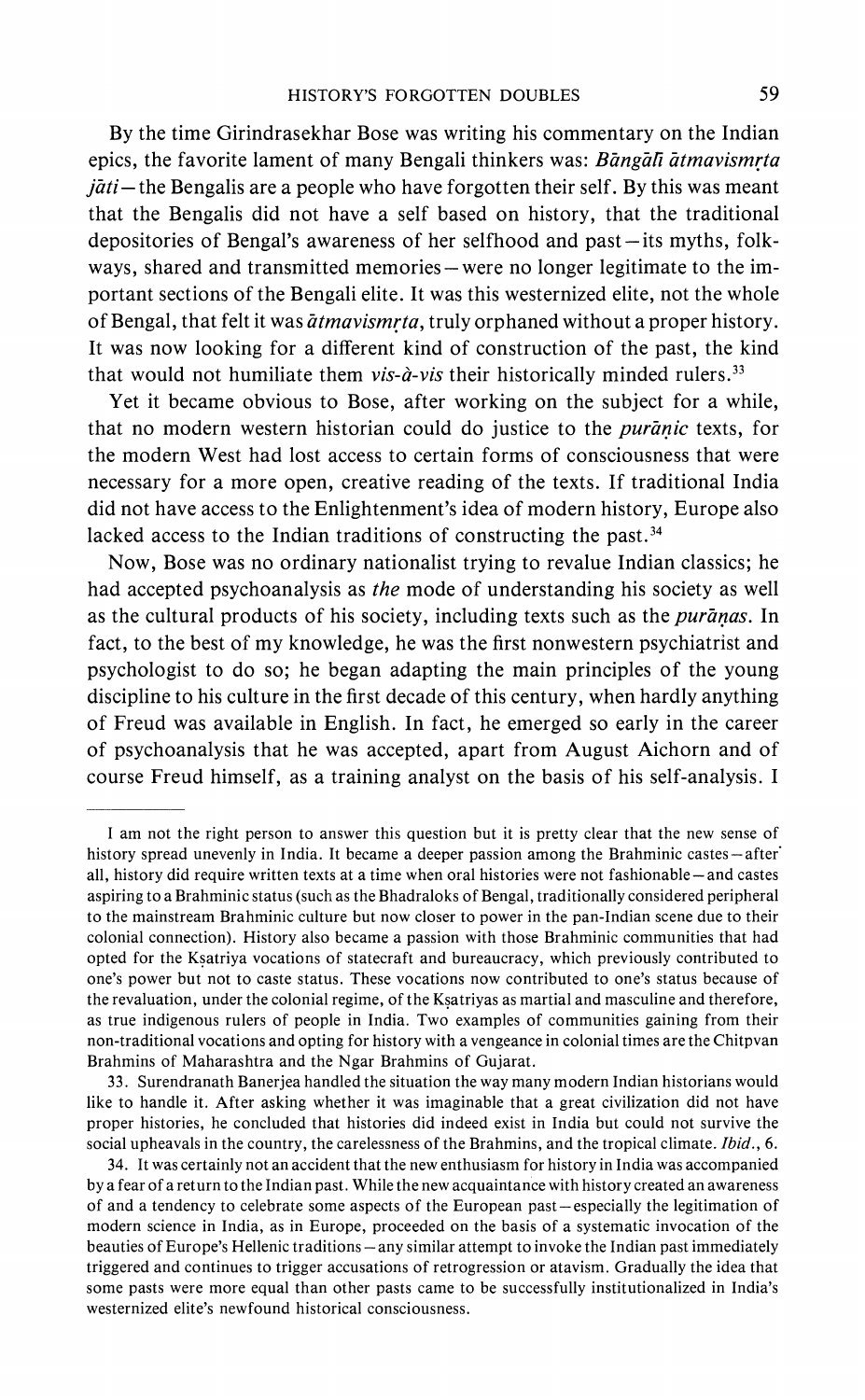By the time Girindrasekhar Bose was writing his commentary on the Indian epics, the favorite lament of many Bengali thinkers was: *Bāngālī ātmavismṛta jāti*—the Bengalis are a people who have forgotten their self. By this was meant that the Bengalis did not have a self based on history, that the traditional depositories of Bengal's awareness of her selfhood and past—its myths, folkways, shared and transmitted memories—were no longer legitimate to the important sections of the Bengali elite. It was this westernized elite, not the whole of Bengal, that felt it was *ātmavismṛta*, truly orphaned without a proper history. It was now looking for a different kind of construction of the past, the kind that would not humiliate them *vis-à-vis* their historically minded rulers.[33]

Yet it became obvious to Bose, after working on the subject for a while, that no modern western historian could do justice to the *purāṇic* texts, for the modern West had lost access to certain forms of consciousness that were necessary for a more open, creative reading of the texts. If traditional India did not have access to the Enlightenment's idea of modern history, Europe also lacked access to the Indian traditions of constructing the past.[34]

Now, Bose was no ordinary nationalist trying to revalue Indian classics; he had accepted psychoanalysis as *the* mode of understanding his society as well as the cultural products of his society, including texts such as the *purāṇas*. In fact, to the best of my knowledge, he was the first nonwestern psychiatrist and psychologist to do so; he began adapting the main principles of the young discipline to his culture in the first decade of this century, when hardly anything of Freud was available in English. In fact, he emerged so early in the career of psychoanalysis that he was accepted, apart from August Aichorn and of course Freud himself, as a training analyst on the basis of his self-analysis. I

---

I am not the right person to answer this question but it is pretty clear that the new sense of history spread unevenly in India. It became a deeper passion among the Brahminic castes—after all, history did require written texts at a time when oral histories were not fashionable—and castes aspiring to a Brahminic status (such as the Bhadraloks of Bengal, traditionally considered peripheral to the mainstream Brahminic culture but now closer to power in the pan-Indian scene due to their colonial connection). History also became a passion with those Brahminic communities that had opted for the Kṣatriya vocations of statecraft and bureaucracy, which previously contributed to one's power but not to caste status. These vocations now contributed to one's status because of the revaluation, under the colonial regime, of the Kṣatriyas as martial and masculine and therefore, as true indigenous rulers of people in India. Two examples of communities gaining from their non-traditional vocations and opting for history with a vengeance in colonial times are the Chitpvan Brahmins of Maharashtra and the Ngar Brahmins of Gujarat.

33. Surendranath Banerjea handled the situation the way many modern Indian historians would like to handle it. After asking whether it was imaginable that a great civilization did not have proper histories, he concluded that histories did indeed exist in India but could not survive the social upheavals in the country, the carelessness of the Brahmins, and the tropical climate. *Ibid*., 6.

34. It was certainly not an accident that the new enthusiasm for history in India was accompanied by a fear of a return to the Indian past. While the new acquaintance with history created an awareness of and a tendency to celebrate some aspects of the European past—especially the legitimation of modern science in India, as in Europe, proceeded on the basis of a systematic invocation of the beauties of Europe's Hellenic traditions—any similar attempt to invoke the Indian past immediately triggered and continues to trigger accusations of retrogression or atavism. Gradually the idea that some pasts were more equal than other pasts came to be successfully institutionalized in India's westernized elite's newfound historical consciousness.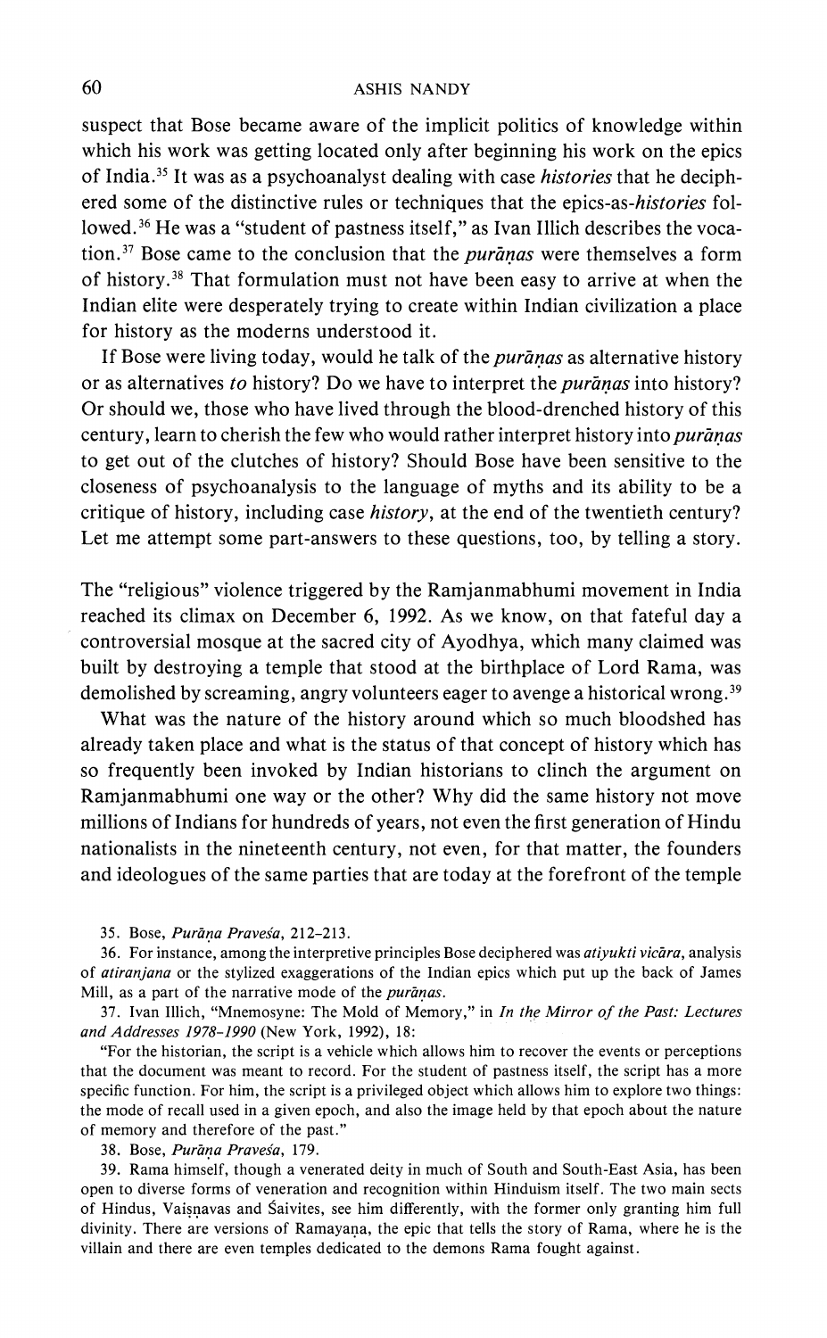suspect that Bose became aware of the implicit politics of knowledge within which his work was getting located only after beginning his work on the epics of India.[35] It was as a psychoanalyst dealing with case *histories* that he deciphered some of the distinctive rules or techniques that the epics-as-*histories* followed.[36] He was a "student of pastness itself," as Ivan Illich describes the vocation.[37] Bose came to the conclusion that the *purāṇas* were themselves a form of history.[38] That formulation must not have been easy to arrive at when the Indian elite were desperately trying to create within Indian civilization a place for history as the moderns understood it.

If Bose were living today, would he talk of the *purāṇas* as alternative history or as alternatives *to* history? Do we have to interpret the *purāṇas* into history? Or should we, those who have lived through the blood-drenched history of this century, learn to cherish the few who would rather interpret history into *purāṇas* to get out of the clutches of history? Should Bose have been sensitive to the closeness of psychoanalysis to the language of myths and its ability to be a critique of history, including case *history*, at the end of the twentieth century? Let me attempt some part-answers to these questions, too, by telling a story.

The "religious" violence triggered by the Ramjanmabhumi movement in India reached its climax on December 6, 1992. As we know, on that fateful day a controversial mosque at the sacred city of Ayodhya, which many claimed was built by destroying a temple that stood at the birthplace of Lord Rama, was demolished by screaming, angry volunteers eager to avenge a historical wrong.[39]

What was the nature of the history around which so much bloodshed has already taken place and what is the status of that concept of history which has so frequently been invoked by Indian historians to clinch the argument on Ramjanmabhumi one way or the other? Why did the same history not move millions of Indians for hundreds of years, not even the first generation of Hindu nationalists in the nineteenth century, not even, for that matter, the founders and ideologues of the same parties that are today at the forefront of the temple

35. Bose, *Purāṇa Praveśa*, 212–213.

36. For instance, among the interpretive principles Bose deciphered was *atiyukti vicāra*, analysis of *atiranjana* or the stylized exaggerations of the Indian epics which put up the back of James Mill, as a part of the narrative mode of the *purāṇas*.

37. Ivan Illich, "Mnemosyne: The Mold of Memory," in *In the Mirror of the Past: Lectures and Addresses 1978–1990* (New York, 1992), 18:

"For the historian, the script is a vehicle which allows him to recover the events or perceptions that the document was meant to record. For the student of pastness itself, the script has a more specific function. For him, the script is a privileged object which allows him to explore two things: the mode of recall used in a given epoch, and also the image held by that epoch about the nature of memory and therefore of the past."

38. Bose, *Purāṇa Praveśa*, 179.

39. Rama himself, though a venerated deity in much of South and South-East Asia, has been open to diverse forms of veneration and recognition within Hinduism itself. The two main sects of Hindus, Vaiṣṇavas and Śaivites, see him differently, with the former only granting him full divinity. There are versions of Ramayaṇa, the epic that tells the story of Rama, where he is the villain and there are even temples dedicated to the demons Rama fought against.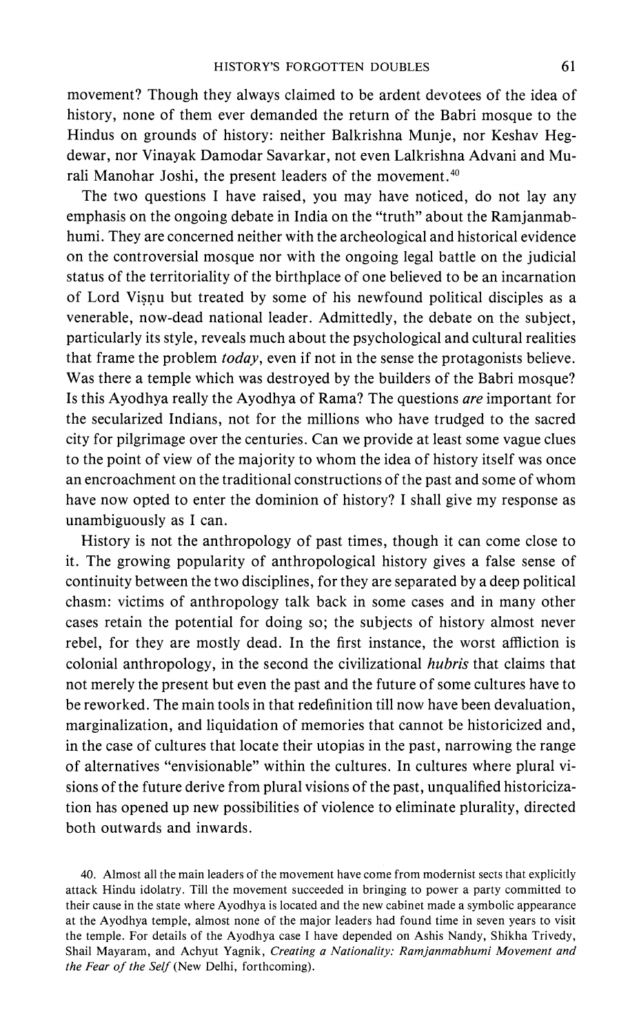movement? Though they always claimed to be ardent devotees of the idea of history, none of them ever demanded the return of the Babri mosque to the Hindus on grounds of history: neither Balkrishna Munje, nor Keshav Hegdewar, nor Vinayak Damodar Savarkar, not even Lalkrishna Advani and Murali Manohar Joshi, the present leaders of the movement.[40]

The two questions I have raised, you may have noticed, do not lay any emphasis on the ongoing debate in India on the "truth" about the Ramjanmabhumi. They are concerned neither with the archeological and historical evidence on the controversial mosque nor with the ongoing legal battle on the judicial status of the territoriality of the birthplace of one believed to be an incarnation of Lord Viṣṇu but treated by some of his newfound political disciples as a venerable, now-dead national leader. Admittedly, the debate on the subject, particularly its style, reveals much about the psychological and cultural realities that frame the problem *today*, even if not in the sense the protagonists believe. Was there a temple which was destroyed by the builders of the Babri mosque? Is this Ayodhya really the Ayodhya of Rama? The questions *are* important for the secularized Indians, not for the millions who have trudged to the sacred city for pilgrimage over the centuries. Can we provide at least some vague clues to the point of view of the majority to whom the idea of history itself was once an encroachment on the traditional constructions of the past and some of whom have now opted to enter the dominion of history? I shall give my response as unambiguously as I can.

History is not the anthropology of past times, though it can come close to it. The growing popularity of anthropological history gives a false sense of continuity between the two disciplines, for they are separated by a deep political chasm: victims of anthropology talk back in some cases and in many other cases retain the potential for doing so; the subjects of history almost never rebel, for they are mostly dead. In the first instance, the worst affliction is colonial anthropology, in the second the civilizational *hubris* that claims that not merely the present but even the past and the future of some cultures have to be reworked. The main tools in that redefinition till now have been devaluation, marginalization, and liquidation of memories that cannot be historicized and, in the case of cultures that locate their utopias in the past, narrowing the range of alternatives "envisionable" within the cultures. In cultures where plural visions of the future derive from plural visions of the past, unqualified historicization has opened up new possibilities of violence to eliminate plurality, directed both outwards and inwards.

40. Almost all the main leaders of the movement have come from modernist sects that explicitly attack Hindu idolatry. Till the movement succeeded in bringing to power a party committed to their cause in the state where Ayodhya is located and the new cabinet made a symbolic appearance at the Ayodhya temple, almost none of the major leaders had found time in seven years to visit the temple. For details of the Ayodhya case I have depended on Ashis Nandy, Shikha Trivedy, Shail Mayaram, and Achyut Yagnik, *Creating a Nationality: Ramjanmabhumi Movement and the Fear of the Self* (New Delhi, forthcoming).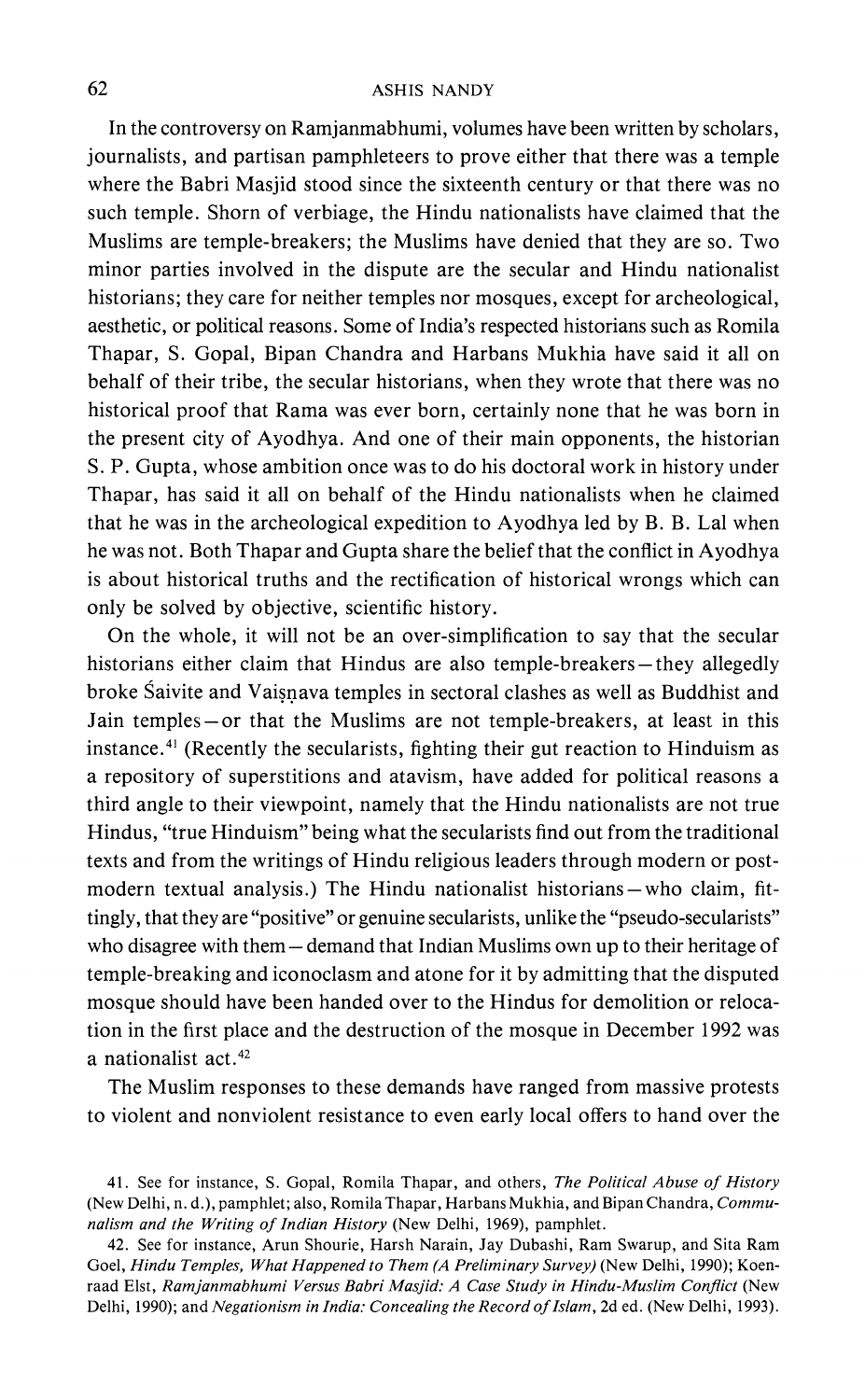In the controversy on Ramjanmabhumi, volumes have been written by scholars, journalists, and partisan pamphleteers to prove either that there was a temple where the Babri Masjid stood since the sixteenth century or that there was no such temple. Shorn of verbiage, the Hindu nationalists have claimed that the Muslims are temple-breakers; the Muslims have denied that they are so. Two minor parties involved in the dispute are the secular and Hindu nationalist historians; they care for neither temples nor mosques, except for archeological, aesthetic, or political reasons. Some of India's respected historians such as Romila Thapar, S. Gopal, Bipan Chandra and Harbans Mukhia have said it all on behalf of their tribe, the secular historians, when they wrote that there was no historical proof that Rama was ever born, certainly none that he was born in the present city of Ayodhya. And one of their main opponents, the historian S. P. Gupta, whose ambition once was to do his doctoral work in history under Thapar, has said it all on behalf of the Hindu nationalists when he claimed that he was in the archeological expedition to Ayodhya led by B. B. Lal when he was not. Both Thapar and Gupta share the belief that the conflict in Ayodhya is about historical truths and the rectification of historical wrongs which can only be solved by objective, scientific history.

On the whole, it will not be an over-simplification to say that the secular historians either claim that Hindus are also temple-breakers—they allegedly broke Śaivite and Vaiṣṇava temples in sectoral clashes as well as Buddhist and Jain temples—or that the Muslims are not temple-breakers, at least in this instance.[41] (Recently the secularists, fighting their gut reaction to Hinduism as a repository of superstitions and atavism, have added for political reasons a third angle to their viewpoint, namely that the Hindu nationalists are not true Hindus, "true Hinduism" being what the secularists find out from the traditional texts and from the writings of Hindu religious leaders through modern or post-modern textual analysis.) The Hindu nationalist historians—who claim, fittingly, that they are "positive" or genuine secularists, unlike the "pseudo-secularists" who disagree with them—demand that Indian Muslims own up to their heritage of temple-breaking and iconoclasm and atone for it by admitting that the disputed mosque should have been handed over to the Hindus for demolition or relocation in the first place and the destruction of the mosque in December 1992 was a nationalist act.[42]

The Muslim responses to these demands have ranged from massive protests to violent and nonviolent resistance to even early local offers to hand over the

41. See for instance, S. Gopal, Romila Thapar, and others, *The Political Abuse of History* (New Delhi, n. d.), pamphlet; also, Romila Thapar, Harbans Mukhia, and Bipan Chandra, *Communalism and the Writing of Indian History* (New Delhi, 1969), pamphlet.

42. See for instance, Arun Shourie, Harsh Narain, Jay Dubashi, Ram Swarup, and Sita Ram Goel, *Hindu Temples, What Happened to Them (A Preliminary Survey)* (New Delhi, 1990); Koenraad Elst, *Ramjanmabhumi Versus Babri Masjid: A Case Study in Hindu-Muslim Conflict* (New Delhi, 1990); and *Negationism in India: Concealing the Record of Islam*, 2d ed. (New Delhi, 1993).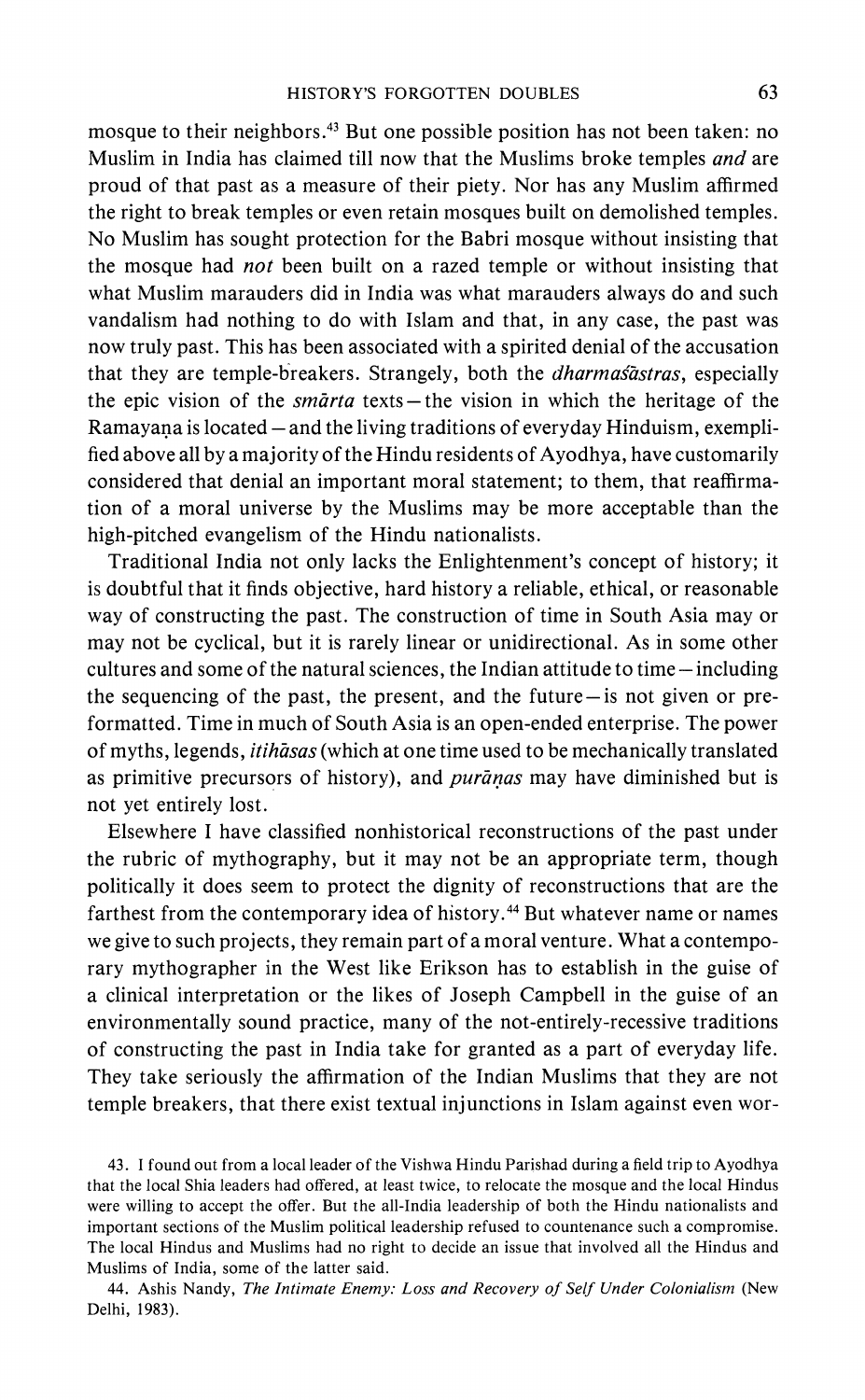mosque to their neighbors.[43] But one possible position has not been taken: no Muslim in India has claimed till now that the Muslims broke temples *and* are proud of that past as a measure of their piety. Nor has any Muslim affirmed the right to break temples or even retain mosques built on demolished temples. No Muslim has sought protection for the Babri mosque without insisting that the mosque had *not* been built on a razed temple or without insisting that what Muslim marauders did in India was what marauders always do and such vandalism had nothing to do with Islam and that, in any case, the past was now truly past. This has been associated with a spirited denial of the accusation that they are temple-breakers. Strangely, both the *dharmaśāstras*, especially the epic vision of the *smārta* texts—the vision in which the heritage of the Ramayaṇa is located—and the living traditions of everyday Hinduism, exemplified above all by a majority of the Hindu residents of Ayodhya, have customarily considered that denial an important moral statement; to them, that reaffirmation of a moral universe by the Muslims may be more acceptable than the high-pitched evangelism of the Hindu nationalists.

Traditional India not only lacks the Enlightenment's concept of history; it is doubtful that it finds objective, hard history a reliable, ethical, or reasonable way of constructing the past. The construction of time in South Asia may or may not be cyclical, but it is rarely linear or unidirectional. As in some other cultures and some of the natural sciences, the Indian attitude to time—including the sequencing of the past, the present, and the future—is not given or preformatted. Time in much of South Asia is an open-ended enterprise. The power of myths, legends, *itihāsas* (which at one time used to be mechanically translated as primitive precursors of history), and *purāṇas* may have diminished but is not yet entirely lost.

Elsewhere I have classified nonhistorical reconstructions of the past under the rubric of mythography, but it may not be an appropriate term, though politically it does seem to protect the dignity of reconstructions that are the farthest from the contemporary idea of history.[44] But whatever name or names we give to such projects, they remain part of a moral venture. What a contemporary mythographer in the West like Erikson has to establish in the guise of a clinical interpretation or the likes of Joseph Campbell in the guise of an environmentally sound practice, many of the not-entirely-recessive traditions of constructing the past in India take for granted as a part of everyday life. They take seriously the affirmation of the Indian Muslims that they are not temple breakers, that there exist textual injunctions in Islam against even wor-

43. I found out from a local leader of the Vishwa Hindu Parishad during a field trip to Ayodhya that the local Shia leaders had offered, at least twice, to relocate the mosque and the local Hindus were willing to accept the offer. But the all-India leadership of both the Hindu nationalists and important sections of the Muslim political leadership refused to countenance such a compromise. The local Hindus and Muslims had no right to decide an issue that involved all the Hindus and Muslims of India, some of the latter said.

44. Ashis Nandy, *The Intimate Enemy: Loss and Recovery of Self Under Colonialism* (New Delhi, 1983).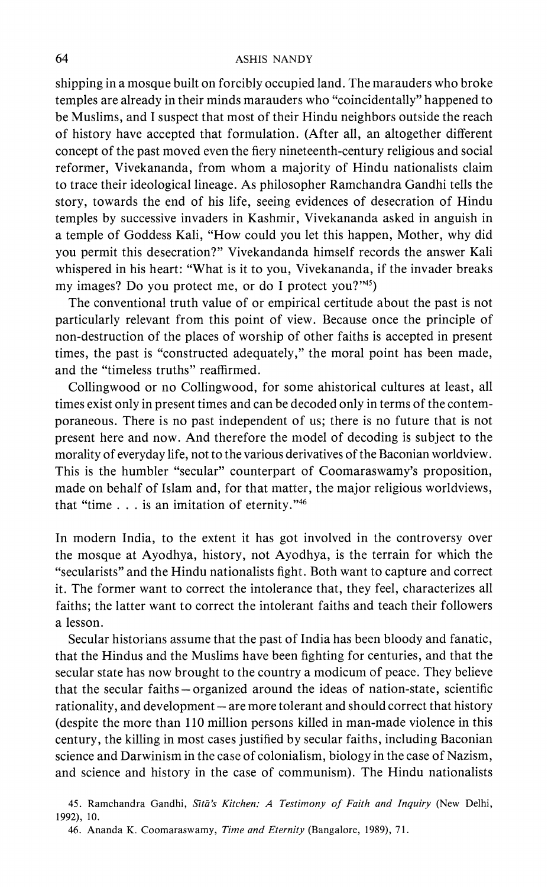shipping in a mosque built on forcibly occupied land. The marauders who broke temples are already in their minds marauders who "coincidentally" happened to be Muslims, and I suspect that most of their Hindu neighbors outside the reach of history have accepted that formulation. (After all, an altogether different concept of the past moved even the fiery nineteenth-century religious and social reformer, Vivekananda, from whom a majority of Hindu nationalists claim to trace their ideological lineage. As philosopher Ramchandra Gandhi tells the story, towards the end of his life, seeing evidences of desecration of Hindu temples by successive invaders in Kashmir, Vivekananda asked in anguish in a temple of Goddess Kali, "How could you let this happen, Mother, why did you permit this desecration?" Vivekandanda himself records the answer Kali whispered in his heart: "What is it to you, Vivekananda, if the invader breaks my images? Do you protect me, or do I protect you?"[45])

The conventional truth value of or empirical certitude about the past is not particularly relevant from this point of view. Because once the principle of non-destruction of the places of worship of other faiths is accepted in present times, the past is "constructed adequately," the moral point has been made, and the "timeless truths" reaffirmed.

Collingwood or no Collingwood, for some ahistorical cultures at least, all times exist only in present times and can be decoded only in terms of the contemporaneous. There is no past independent of us; there is no future that is not present here and now. And therefore the model of decoding is subject to the morality of everyday life, not to the various derivatives of the Baconian worldview. This is the humbler "secular" counterpart of Coomaraswamy's proposition, made on behalf of Islam and, for that matter, the major religious worldviews, that "time . . . is an imitation of eternity."[46]

In modern India, to the extent it has got involved in the controversy over the mosque at Ayodhya, history, not Ayodhya, is the terrain for which the "secularists" and the Hindu nationalists fight. Both want to capture and correct it. The former want to correct the intolerance that, they feel, characterizes all faiths; the latter want to correct the intolerant faiths and teach their followers a lesson.

Secular historians assume that the past of India has been bloody and fanatic, that the Hindus and the Muslims have been fighting for centuries, and that the secular state has now brought to the country a modicum of peace. They believe that the secular faiths—organized around the ideas of nation-state, scientific rationality, and development—are more tolerant and should correct that history (despite the more than 110 million persons killed in man-made violence in this century, the killing in most cases justified by secular faiths, including Baconian science and Darwinism in the case of colonialism, biology in the case of Nazism, and science and history in the case of communism). The Hindu nationalists

45. Ramchandra Gandhi, *Sītā's Kitchen: A Testimony of Faith and Inquiry* (New Delhi, 1992), 10.

46. Ananda K. Coomaraswamy, *Time and Eternity* (Bangalore, 1989), 71.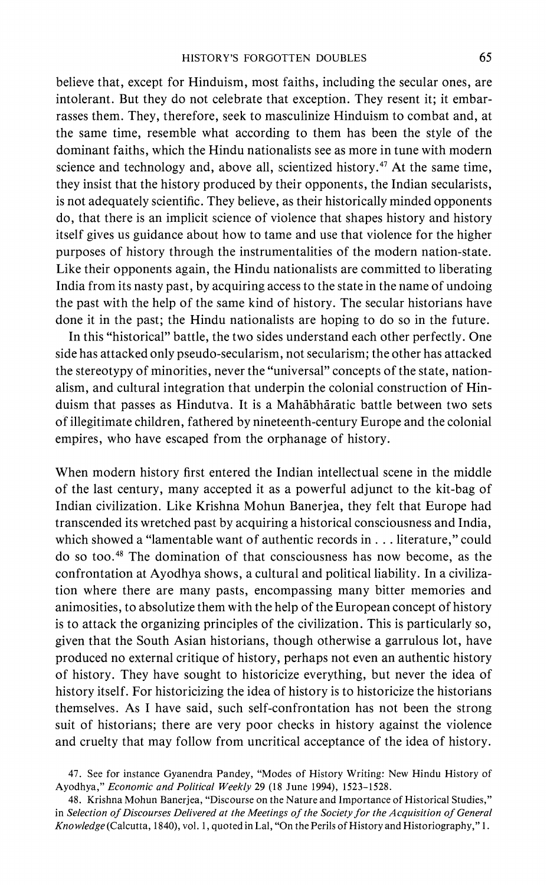believe that, except for Hinduism, most faiths, including the secular ones, are intolerant. But they do not celebrate that exception. They resent it; it embarrasses them. They, therefore, seek to masculinize Hinduism to combat and, at the same time, resemble what according to them has been the style of the dominant faiths, which the Hindu nationalists see as more in tune with modern science and technology and, above all, scientized history.[47] At the same time, they insist that the history produced by their opponents, the Indian secularists, is not adequately scientific. They believe, as their historically minded opponents do, that there is an implicit science of violence that shapes history and history itself gives us guidance about how to tame and use that violence for the higher purposes of history through the instrumentalities of the modern nation-state. Like their opponents again, the Hindu nationalists are committed to liberating India from its nasty past, by acquiring access to the state in the name of undoing the past with the help of the same kind of history. The secular historians have done it in the past; the Hindu nationalists are hoping to do so in the future.

In this "historical" battle, the two sides understand each other perfectly. One side has attacked only pseudo-secularism, not secularism; the other has attacked the stereotypy of minorities, never the "universal" concepts of the state, nationalism, and cultural integration that underpin the colonial construction of Hinduism that passes as Hindutva. It is a Mahābhāratic battle between two sets of illegitimate children, fathered by nineteenth-century Europe and the colonial empires, who have escaped from the orphanage of history.

When modern history first entered the Indian intellectual scene in the middle of the last century, many accepted it as a powerful adjunct to the kit-bag of Indian civilization. Like Krishna Mohun Banerjea, they felt that Europe had transcended its wretched past by acquiring a historical consciousness and India, which showed a "lamentable want of authentic records in . . . literature," could do so too.[48] The domination of that consciousness has now become, as the confrontation at Ayodhya shows, a cultural and political liability. In a civilization where there are many pasts, encompassing many bitter memories and animosities, to absolutize them with the help of the European concept of history is to attack the organizing principles of the civilization. This is particularly so, given that the South Asian historians, though otherwise a garrulous lot, have produced no external critique of history, perhaps not even an authentic history of history. They have sought to historicize everything, but never the idea of history itself. For historicizing the idea of history is to historicize the historians themselves. As I have said, such self-confrontation has not been the strong suit of historians; there are very poor checks in history against the violence and cruelty that may follow from uncritical acceptance of the idea of history.

47. See for instance Gyanendra Pandey, "Modes of History Writing: New Hindu History of Ayodhya," *Economic and Political Weekly* 29 (18 June 1994), 1523–1528.

48. Krishna Mohun Banerjea, "Discourse on the Nature and Importance of Historical Studies," in *Selection of Discourses Delivered at the Meetings of the Society for the Acquisition of General Knowledge* (Calcutta, 1840), vol. 1, quoted in Lal, "On the Perils of History and Historiography," 1.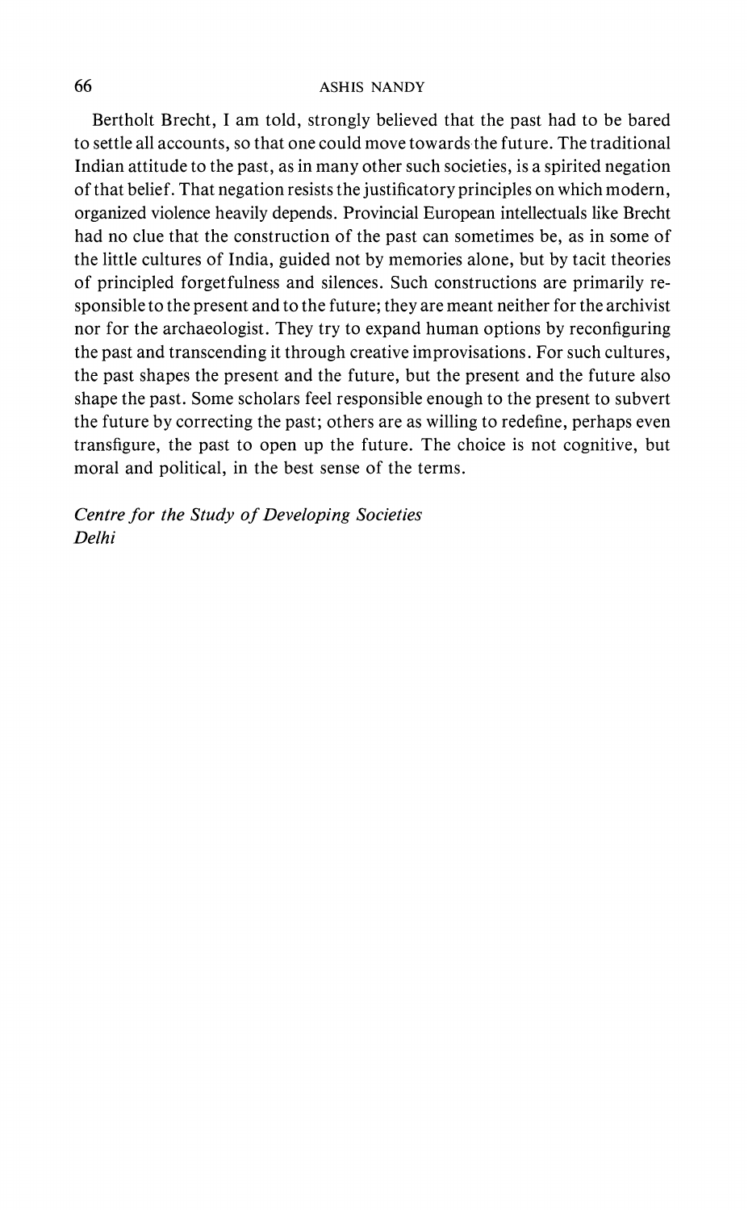Bertholt Brecht, I am told, strongly believed that the past had to be bared to settle all accounts, so that one could move towards the future. The traditional Indian attitude to the past, as in many other such societies, is a spirited negation of that belief. That negation resists the justificatory principles on which modern, organized violence heavily depends. Provincial European intellectuals like Brecht had no clue that the construction of the past can sometimes be, as in some of the little cultures of India, guided not by memories alone, but by tacit theories of principled forgetfulness and silences. Such constructions are primarily responsible to the present and to the future; they are meant neither for the archivist nor for the archaeologist. They try to expand human options by reconfiguring the past and transcending it through creative improvisations. For such cultures, the past shapes the present and the future, but the present and the future also shape the past. Some scholars feel responsible enough to the present to subvert the future by correcting the past; others are as willing to redefine, perhaps even transfigure, the past to open up the future. The choice is not cognitive, but moral and political, in the best sense of the terms.

*Centre for the Study of Developing Societies*
*Delhi*